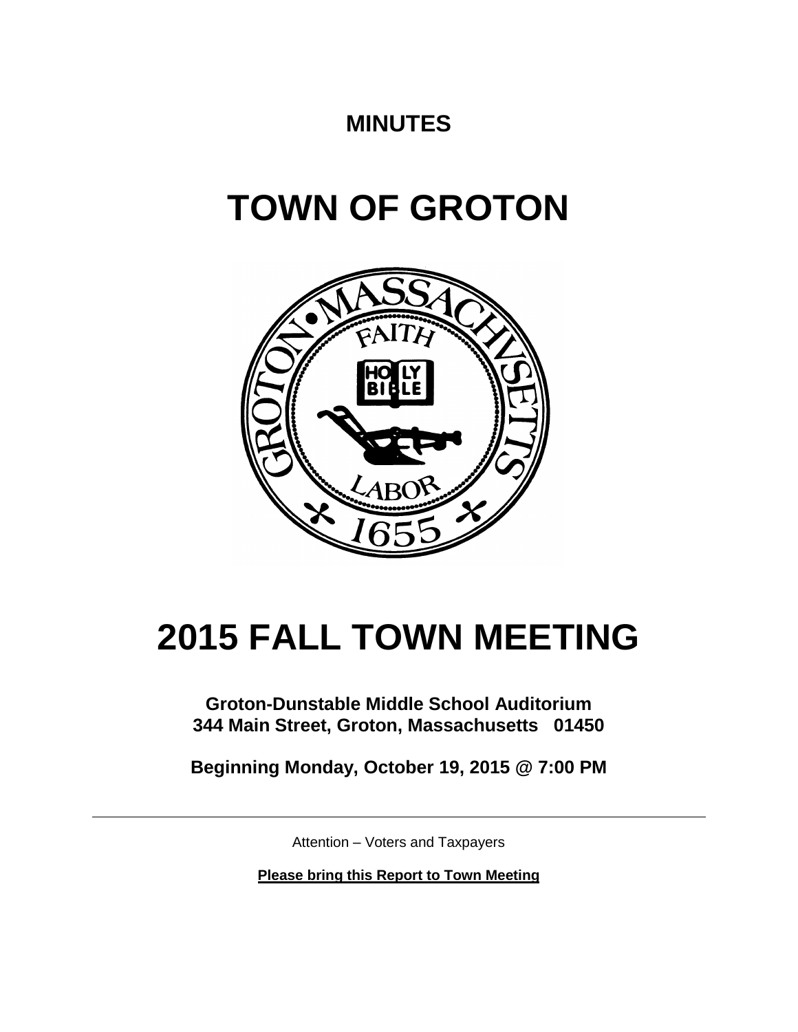# MINUTES

# TOWN OF GROTON

# 2015 FALL TOWN MEETING

**Groton-Dunstable Middle School Auditorium**
**344 Main Street, Groton, Massachusetts 01450**

**Beginning Monday, October 19, 2015 @ 7:00 PM**

---

Attention – Voters and Taxpayers

**Please bring this Report to Town Meeting**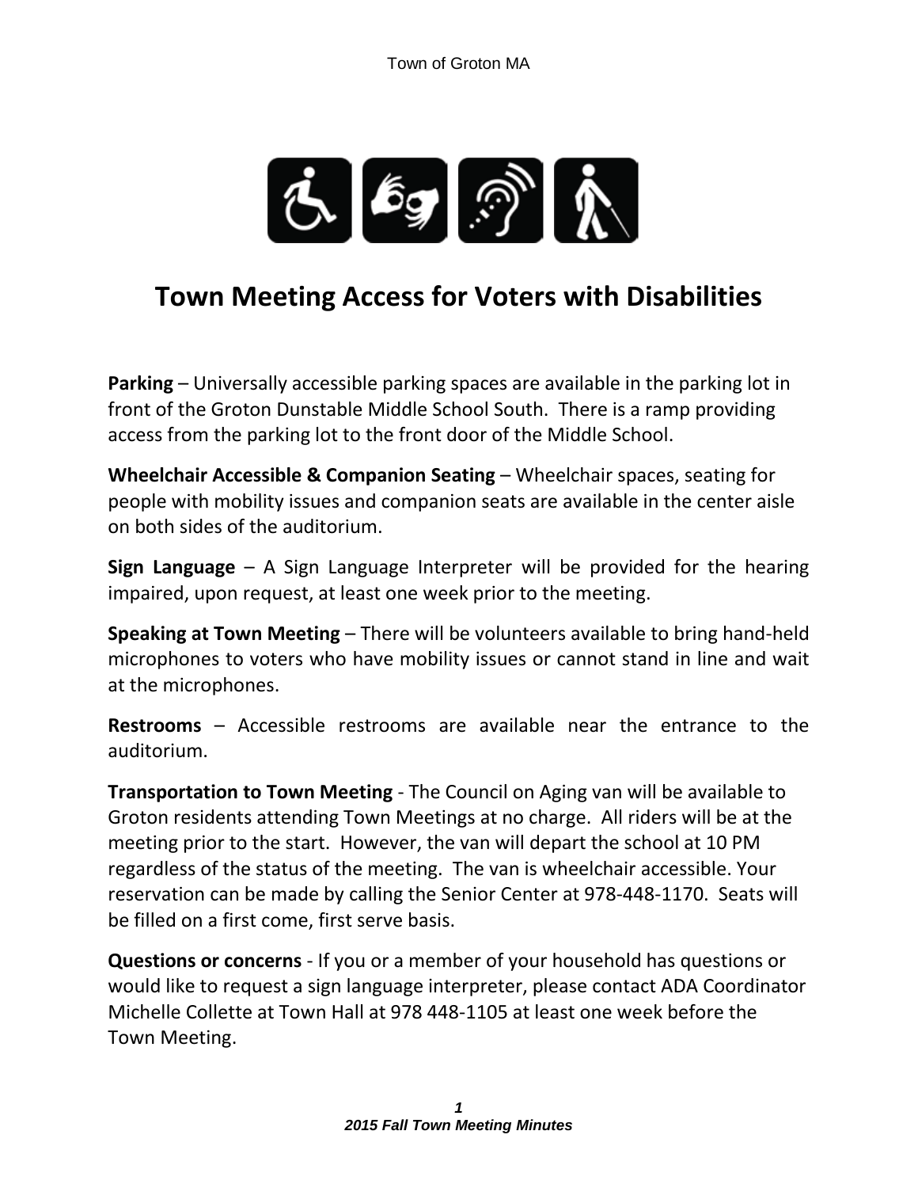# Town Meeting Access for Voters with Disabilities

**Parking** – Universally accessible parking spaces are available in the parking lot in front of the Groton Dunstable Middle School South. There is a ramp providing access from the parking lot to the front door of the Middle School.

**Wheelchair Accessible & Companion Seating** – Wheelchair spaces, seating for people with mobility issues and companion seats are available in the center aisle on both sides of the auditorium.

**Sign Language** – A Sign Language Interpreter will be provided for the hearing impaired, upon request, at least one week prior to the meeting.

**Speaking at Town Meeting** – There will be volunteers available to bring hand-held microphones to voters who have mobility issues or cannot stand in line and wait at the microphones.

**Restrooms** – Accessible restrooms are available near the entrance to the auditorium.

**Transportation to Town Meeting** - The Council on Aging van will be available to Groton residents attending Town Meetings at no charge. All riders will be at the meeting prior to the start. However, the van will depart the school at 10 PM regardless of the status of the meeting. The van is wheelchair accessible. Your reservation can be made by calling the Senior Center at 978-448-1170. Seats will be filled on a first come, first serve basis.

**Questions or concerns** - If you or a member of your household has questions or would like to request a sign language interpreter, please contact ADA Coordinator Michelle Collette at Town Hall at 978 448-1105 at least one week before the Town Meeting.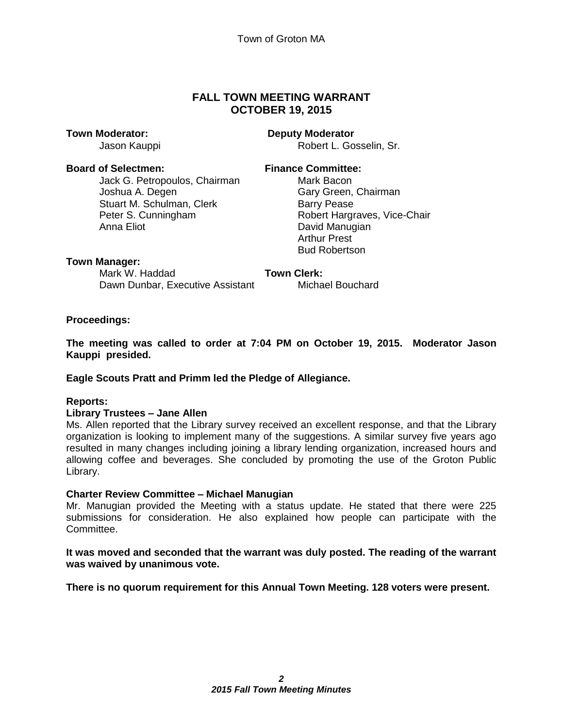## FALL TOWN MEETING WARRANT
## OCTOBER 19, 2015

**Town Moderator:**
Jason Kauppi

**Deputy Moderator**
Robert L. Gosselin, Sr.

**Board of Selectmen:**
Jack G. Petropoulos, Chairman
Joshua A. Degen
Stuart M. Schulman, Clerk
Peter S. Cunningham
Anna Eliot

**Finance Committee:**
Mark Bacon
Gary Green, Chairman
Barry Pease
Robert Hargraves, Vice-Chair
David Manugian
Arthur Prest
Bud Robertson

**Town Manager:**
Mark W. Haddad
Dawn Dunbar, Executive Assistant

**Town Clerk:**
Michael Bouchard

**Proceedings:**

**The meeting was called to order at 7:04 PM on October 19, 2015. Moderator Jason Kauppi presided.**

**Eagle Scouts Pratt and Primm led the Pledge of Allegiance.**

**Reports:**

**Library Trustees – Jane Allen**

Ms. Allen reported that the Library survey received an excellent response, and that the Library organization is looking to implement many of the suggestions. A similar survey five years ago resulted in many changes including joining a library lending organization, increased hours and allowing coffee and beverages. She concluded by promoting the use of the Groton Public Library.

**Charter Review Committee – Michael Manugian**

Mr. Manugian provided the Meeting with a status update. He stated that there were 225 submissions for consideration. He also explained how people can participate with the Committee.

**It was moved and seconded that the warrant was duly posted. The reading of the warrant was waived by unanimous vote.**

**There is no quorum requirement for this Annual Town Meeting. 128 voters were present.**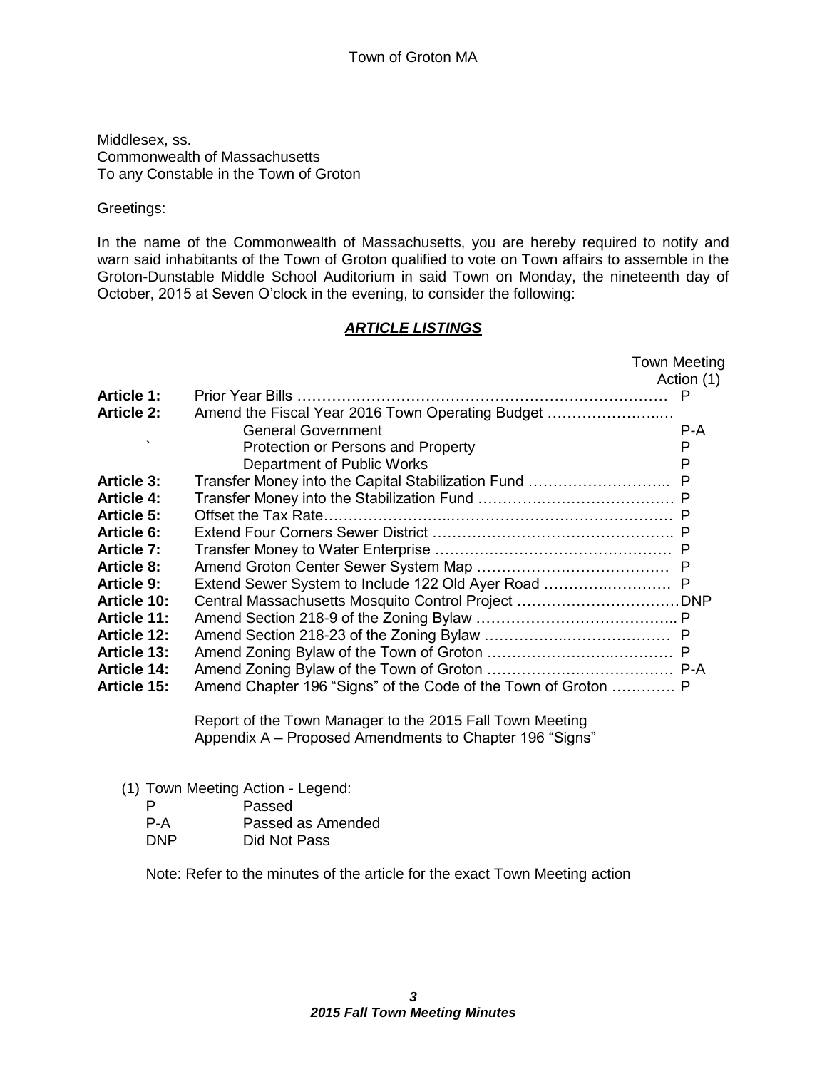Town of Groton MA

Middlesex, ss.
Commonwealth of Massachusetts
To any Constable in the Town of Groton

Greetings:

In the name of the Commonwealth of Massachusetts, you are hereby required to notify and warn said inhabitants of the Town of Groton qualified to vote on Town affairs to assemble in the Groton-Dunstable Middle School Auditorium in said Town on Monday, the nineteenth day of October, 2015 at Seven O'clock in the evening, to consider the following:

## ***ARTICLE LISTINGS***

| | | Town Meeting Action (1) |
|---|---|---|
| **Article 1:** | Prior Year Bills | P |
| **Article 2:** | Amend the Fiscal Year 2016 Town Operating Budget | |
| | General Government | P-A |
| | Protection or Persons and Property | P |
| | Department of Public Works | P |
| **Article 3:** | Transfer Money into the Capital Stabilization Fund | P |
| **Article 4:** | Transfer Money into the Stabilization Fund | P |
| **Article 5:** | Offset the Tax Rate | P |
| **Article 6:** | Extend Four Corners Sewer District | P |
| **Article 7:** | Transfer Money to Water Enterprise | P |
| **Article 8:** | Amend Groton Center Sewer System Map | P |
| **Article 9:** | Extend Sewer System to Include 122 Old Ayer Road | P |
| **Article 10:** | Central Massachusetts Mosquito Control Project | DNP |
| **Article 11:** | Amend Section 218-9 of the Zoning Bylaw | P |
| **Article 12:** | Amend Section 218-23 of the Zoning Bylaw | P |
| **Article 13:** | Amend Zoning Bylaw of the Town of Groton | P |
| **Article 14:** | Amend Zoning Bylaw of the Town of Groton | P-A |
| **Article 15:** | Amend Chapter 196 "Signs" of the Code of the Town of Groton | P |

Report of the Town Manager to the 2015 Fall Town Meeting
Appendix A – Proposed Amendments to Chapter 196 "Signs"

(1) Town Meeting Action - Legend:

| | |
|---|---|
| P | Passed |
| P-A | Passed as Amended |
| DNP | Did Not Pass |

Note: Refer to the minutes of the article for the exact Town Meeting action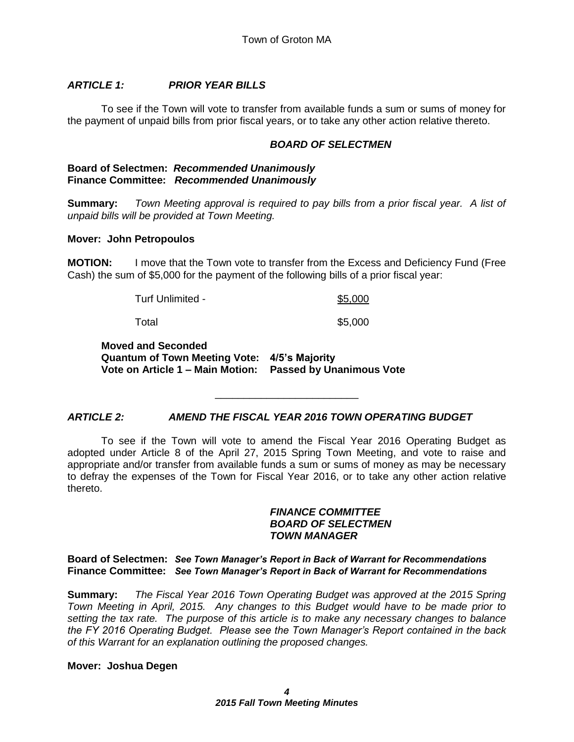### *ARTICLE 1: PRIOR YEAR BILLS*

To see if the Town will vote to transfer from available funds a sum or sums of money for the payment of unpaid bills from prior fiscal years, or to take any other action relative thereto.

***BOARD OF SELECTMEN***

**Board of Selectmen:** ***Recommended Unanimously***
**Finance Committee:** ***Recommended Unanimously***

**Summary:** *Town Meeting approval is required to pay bills from a prior fiscal year. A list of unpaid bills will be provided at Town Meeting.*

**Mover: John Petropoulos**

**MOTION:** I move that the Town vote to transfer from the Excess and Deficiency Fund (Free Cash) the sum of $5,000 for the payment of the following bills of a prior fiscal year:

| | |
|---|---|
| Turf Unlimited - | $5,000 |
| Total | $5,000 |

**Moved and Seconded**
**Quantum of Town Meeting Vote: 4/5's Majority**
**Vote on Article 1 – Main Motion: Passed by Unanimous Vote**

---

### *ARTICLE 2: AMEND THE FISCAL YEAR 2016 TOWN OPERATING BUDGET*

To see if the Town will vote to amend the Fiscal Year 2016 Operating Budget as adopted under Article 8 of the April 27, 2015 Spring Town Meeting, and vote to raise and appropriate and/or transfer from available funds a sum or sums of money as may be necessary to defray the expenses of the Town for Fiscal Year 2016, or to take any other action relative thereto.

***FINANCE COMMITTEE***
***BOARD OF SELECTMEN***
***TOWN MANAGER***

**Board of Selectmen:** ***See Town Manager's Report in Back of Warrant for Recommendations***
**Finance Committee:** ***See Town Manager's Report in Back of Warrant for Recommendations***

**Summary:** *The Fiscal Year 2016 Town Operating Budget was approved at the 2015 Spring Town Meeting in April, 2015. Any changes to this Budget would have to be made prior to setting the tax rate. The purpose of this article is to make any necessary changes to balance the FY 2016 Operating Budget. Please see the Town Manager's Report contained in the back of this Warrant for an explanation outlining the proposed changes.*

**Mover: Joshua Degen**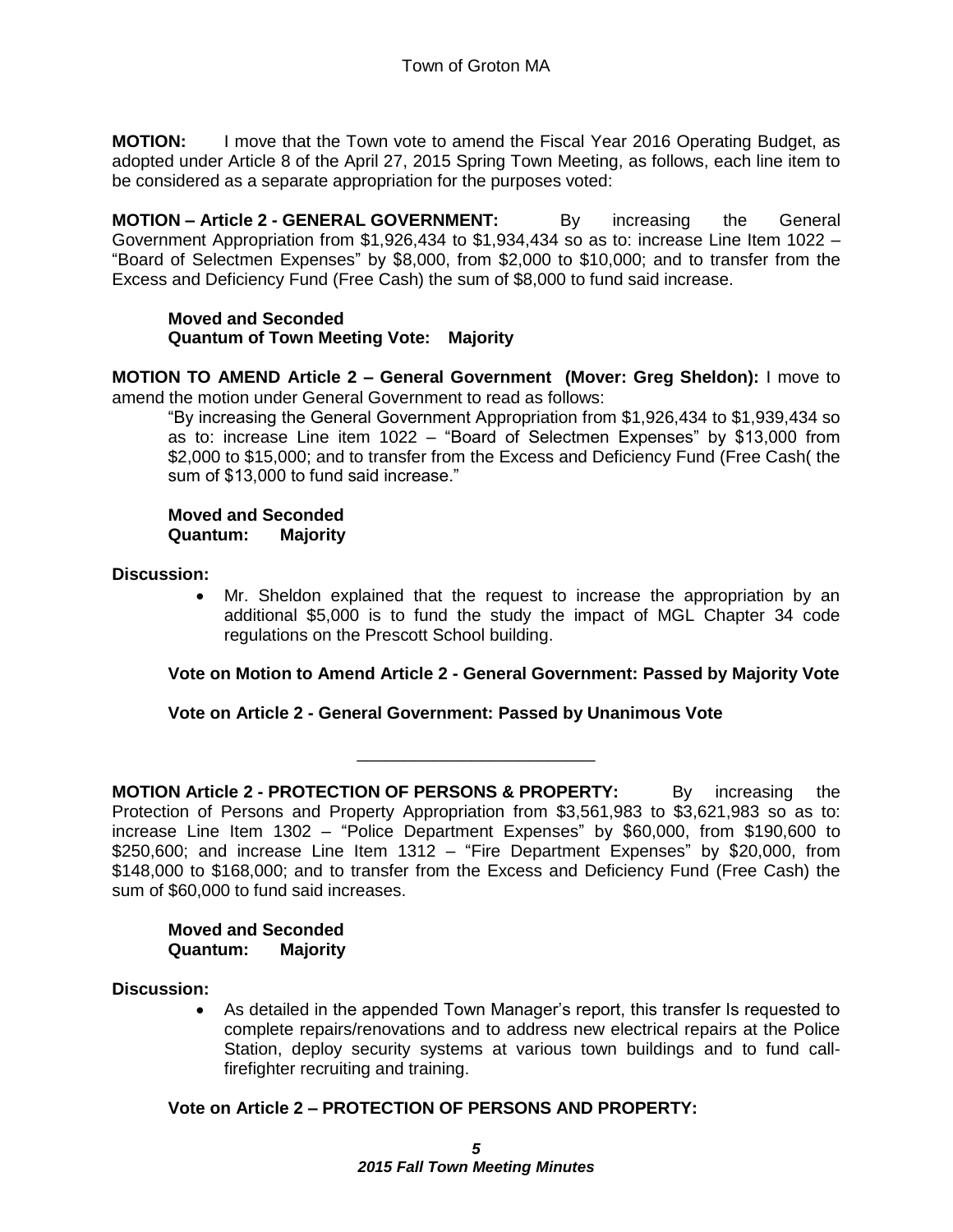**MOTION:** I move that the Town vote to amend the Fiscal Year 2016 Operating Budget, as adopted under Article 8 of the April 27, 2015 Spring Town Meeting, as follows, each line item to be considered as a separate appropriation for the purposes voted:

**MOTION – Article 2 - GENERAL GOVERNMENT:** By increasing the General Government Appropriation from $1,926,434 to $1,934,434 so as to: increase Line Item 1022 – "Board of Selectmen Expenses" by $8,000, from $2,000 to $10,000; and to transfer from the Excess and Deficiency Fund (Free Cash) the sum of $8,000 to fund said increase.

**Moved and Seconded**
**Quantum of Town Meeting Vote: Majority**

**MOTION TO AMEND Article 2 – General Government (Mover: Greg Sheldon):** I move to amend the motion under General Government to read as follows:

"By increasing the General Government Appropriation from $1,926,434 to $1,939,434 so as to: increase Line item 1022 – "Board of Selectmen Expenses" by $13,000 from $2,000 to $15,000; and to transfer from the Excess and Deficiency Fund (Free Cash( the sum of $13,000 to fund said increase."

**Moved and Seconded**
**Quantum: Majority**

**Discussion:**

- Mr. Sheldon explained that the request to increase the appropriation by an additional $5,000 is to fund the study the impact of MGL Chapter 34 code regulations on the Prescott School building.

**Vote on Motion to Amend Article 2 - General Government: Passed by Majority Vote**

**Vote on Article 2 - General Government: Passed by Unanimous Vote**

---

**MOTION Article 2 - PROTECTION OF PERSONS & PROPERTY:** By increasing the Protection of Persons and Property Appropriation from $3,561,983 to $3,621,983 so as to: increase Line Item 1302 – "Police Department Expenses" by $60,000, from $190,600 to $250,600; and increase Line Item 1312 – "Fire Department Expenses" by $20,000, from $148,000 to $168,000; and to transfer from the Excess and Deficiency Fund (Free Cash) the sum of $60,000 to fund said increases.

**Moved and Seconded**
**Quantum: Majority**

**Discussion:**

- As detailed in the appended Town Manager's report, this transfer Is requested to complete repairs/renovations and to address new electrical repairs at the Police Station, deploy security systems at various town buildings and to fund call-firefighter recruiting and training.

**Vote on Article 2 – PROTECTION OF PERSONS AND PROPERTY:**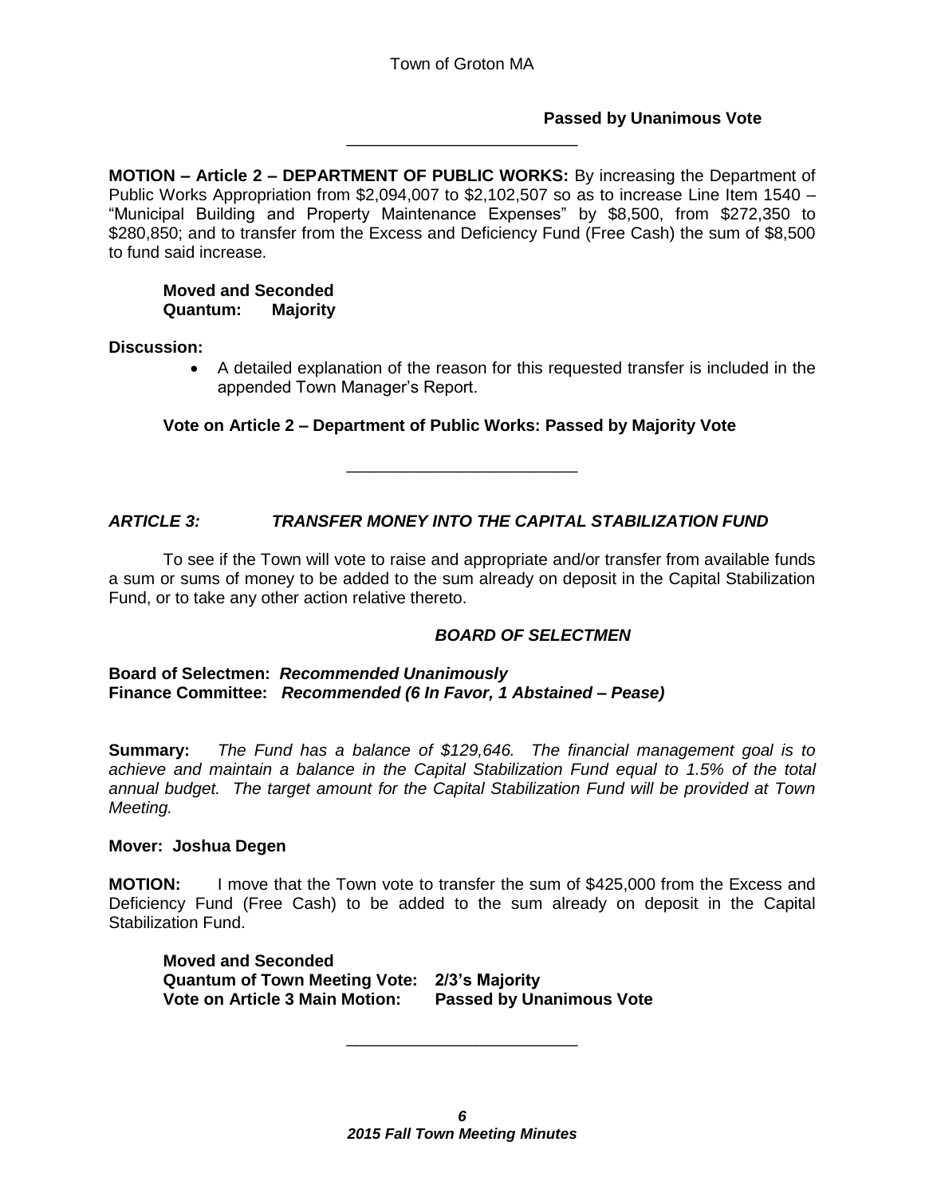**Passed by Unanimous Vote**

---

**MOTION – Article 2 – DEPARTMENT OF PUBLIC WORKS:** By increasing the Department of Public Works Appropriation from $2,094,007 to $2,102,507 so as to increase Line Item 1540 – "Municipal Building and Property Maintenance Expenses" by $8,500, from $272,350 to $280,850; and to transfer from the Excess and Deficiency Fund (Free Cash) the sum of $8,500 to fund said increase.

**Moved and Seconded**
**Quantum: Majority**

**Discussion:**

- A detailed explanation of the reason for this requested transfer is included in the appended Town Manager's Report.

**Vote on Article 2 – Department of Public Works: Passed by Majority Vote**

---

***ARTICLE 3: TRANSFER MONEY INTO THE CAPITAL STABILIZATION FUND***

To see if the Town will vote to raise and appropriate and/or transfer from available funds a sum or sums of money to be added to the sum already on deposit in the Capital Stabilization Fund, or to take any other action relative thereto.

***BOARD OF SELECTMEN***

**Board of Selectmen:** ***Recommended Unanimously***
**Finance Committee:** ***Recommended (6 In Favor, 1 Abstained – Pease)***

**Summary:** *The Fund has a balance of $129,646. The financial management goal is to achieve and maintain a balance in the Capital Stabilization Fund equal to 1.5% of the total annual budget. The target amount for the Capital Stabilization Fund will be provided at Town Meeting.*

**Mover: Joshua Degen**

**MOTION:** I move that the Town vote to transfer the sum of $425,000 from the Excess and Deficiency Fund (Free Cash) to be added to the sum already on deposit in the Capital Stabilization Fund.

**Moved and Seconded**
**Quantum of Town Meeting Vote: 2/3's Majority**
**Vote on Article 3 Main Motion: Passed by Unanimous Vote**

---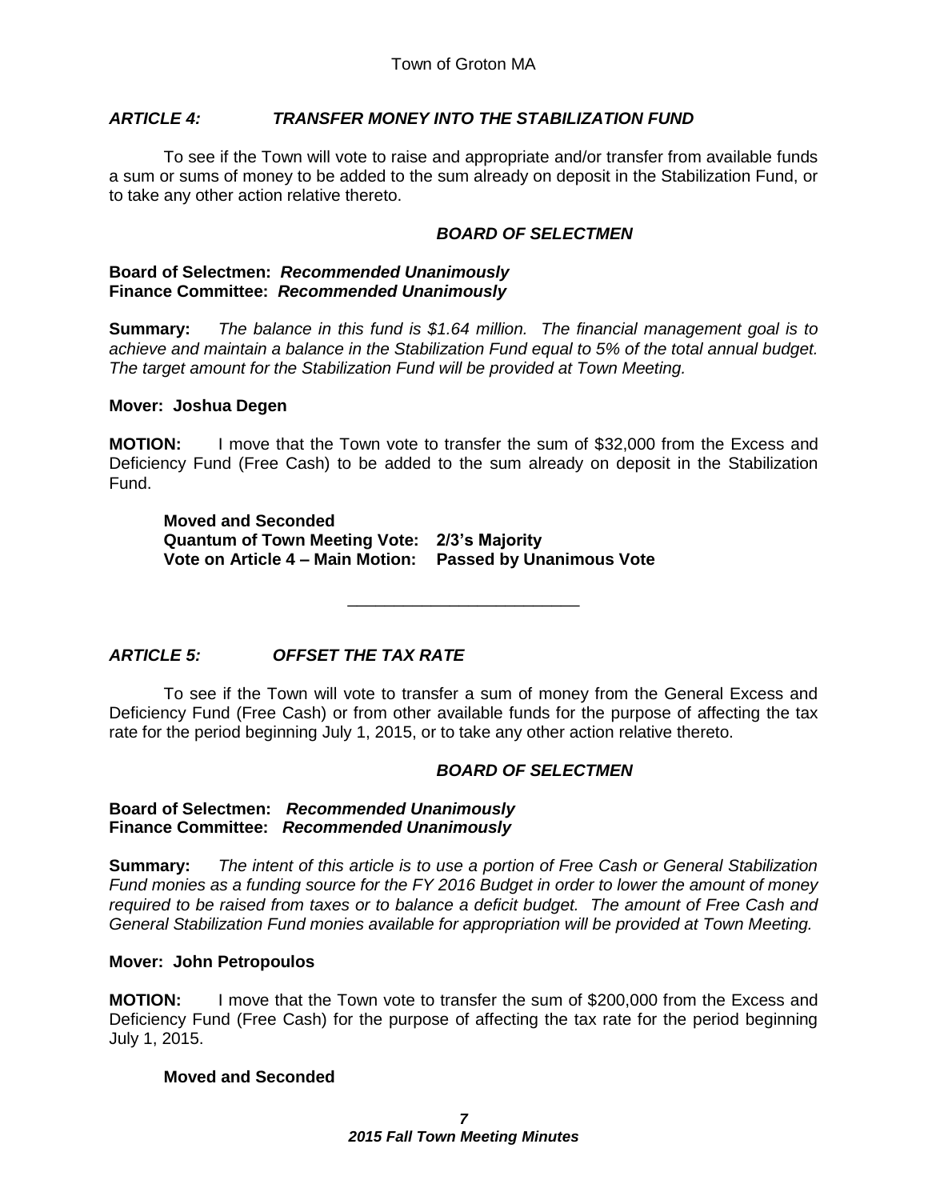### *ARTICLE 4: TRANSFER MONEY INTO THE STABILIZATION FUND*

To see if the Town will vote to raise and appropriate and/or transfer from available funds a sum or sums of money to be added to the sum already on deposit in the Stabilization Fund, or to take any other action relative thereto.

***BOARD OF SELECTMEN***

**Board of Selectmen:** ***Recommended Unanimously***
**Finance Committee:** ***Recommended Unanimously***

**Summary:** *The balance in this fund is $1.64 million. The financial management goal is to achieve and maintain a balance in the Stabilization Fund equal to 5% of the total annual budget. The target amount for the Stabilization Fund will be provided at Town Meeting.*

**Mover: Joshua Degen**

**MOTION:** I move that the Town vote to transfer the sum of $32,000 from the Excess and Deficiency Fund (Free Cash) to be added to the sum already on deposit in the Stabilization Fund.

**Moved and Seconded**
**Quantum of Town Meeting Vote: 2/3's Majority**
**Vote on Article 4 – Main Motion: Passed by Unanimous Vote**

---

### *ARTICLE 5: OFFSET THE TAX RATE*

To see if the Town will vote to transfer a sum of money from the General Excess and Deficiency Fund (Free Cash) or from other available funds for the purpose of affecting the tax rate for the period beginning July 1, 2015, or to take any other action relative thereto.

***BOARD OF SELECTMEN***

**Board of Selectmen:** ***Recommended Unanimously***
**Finance Committee:** ***Recommended Unanimously***

**Summary:** *The intent of this article is to use a portion of Free Cash or General Stabilization Fund monies as a funding source for the FY 2016 Budget in order to lower the amount of money required to be raised from taxes or to balance a deficit budget. The amount of Free Cash and General Stabilization Fund monies available for appropriation will be provided at Town Meeting.*

**Mover: John Petropoulos**

**MOTION:** I move that the Town vote to transfer the sum of $200,000 from the Excess and Deficiency Fund (Free Cash) for the purpose of affecting the tax rate for the period beginning July 1, 2015.

**Moved and Seconded**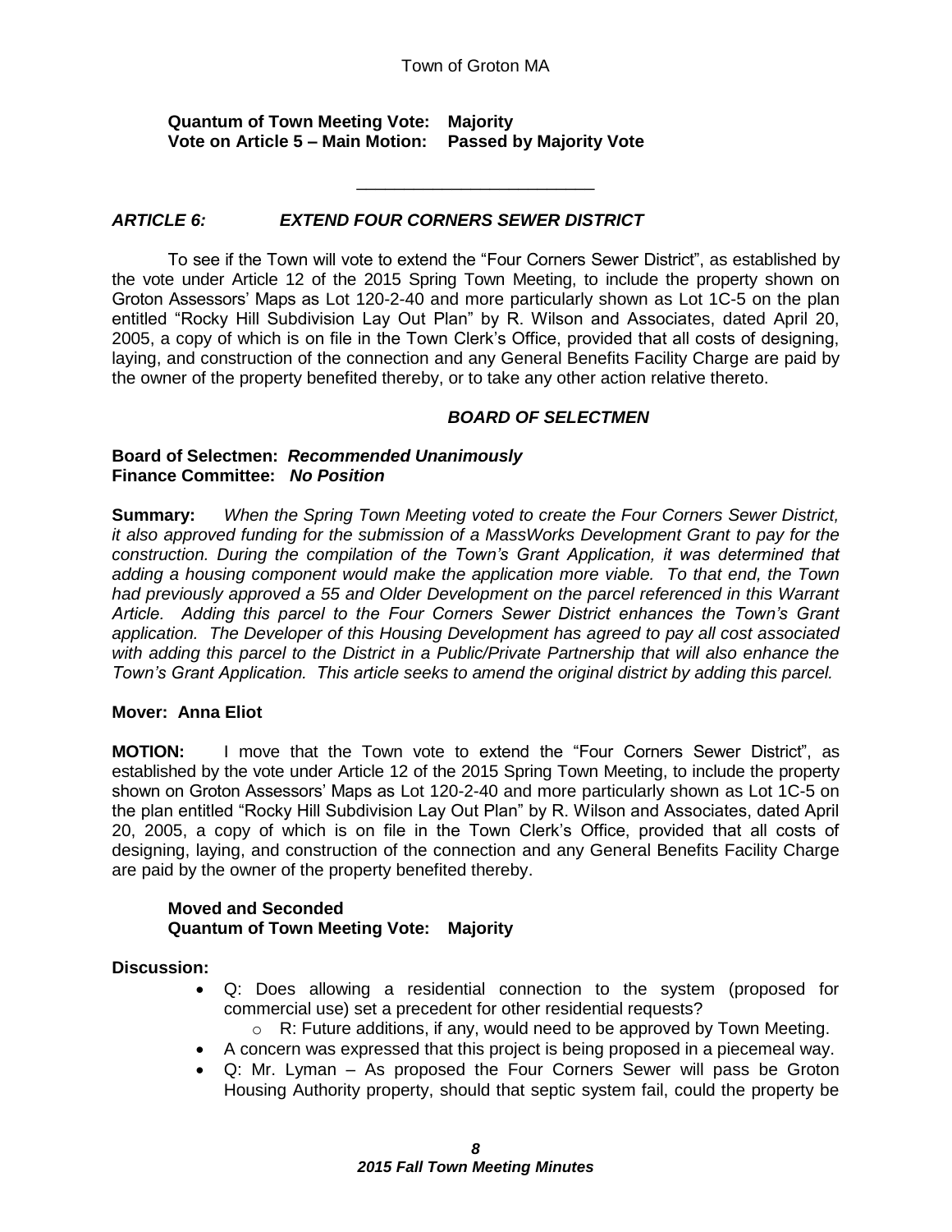**Quantum of Town Meeting Vote: Majority**
**Vote on Article 5 – Main Motion: Passed by Majority Vote**

---

### *ARTICLE 6: EXTEND FOUR CORNERS SEWER DISTRICT*

To see if the Town will vote to extend the "Four Corners Sewer District", as established by the vote under Article 12 of the 2015 Spring Town Meeting, to include the property shown on Groton Assessors' Maps as Lot 120-2-40 and more particularly shown as Lot 1C-5 on the plan entitled "Rocky Hill Subdivision Lay Out Plan" by R. Wilson and Associates, dated April 20, 2005, a copy of which is on file in the Town Clerk's Office, provided that all costs of designing, laying, and construction of the connection and any General Benefits Facility Charge are paid by the owner of the property benefited thereby, or to take any other action relative thereto.

***BOARD OF SELECTMEN***

**Board of Selectmen:** ***Recommended Unanimously***
**Finance Committee:** ***No Position***

**Summary:** *When the Spring Town Meeting voted to create the Four Corners Sewer District, it also approved funding for the submission of a MassWorks Development Grant to pay for the construction. During the compilation of the Town's Grant Application, it was determined that adding a housing component would make the application more viable. To that end, the Town had previously approved a 55 and Older Development on the parcel referenced in this Warrant Article. Adding this parcel to the Four Corners Sewer District enhances the Town's Grant application. The Developer of this Housing Development has agreed to pay all cost associated with adding this parcel to the District in a Public/Private Partnership that will also enhance the Town's Grant Application. This article seeks to amend the original district by adding this parcel.*

**Mover: Anna Eliot**

**MOTION:** I move that the Town vote to extend the "Four Corners Sewer District", as established by the vote under Article 12 of the 2015 Spring Town Meeting, to include the property shown on Groton Assessors' Maps as Lot 120-2-40 and more particularly shown as Lot 1C-5 on the plan entitled "Rocky Hill Subdivision Lay Out Plan" by R. Wilson and Associates, dated April 20, 2005, a copy of which is on file in the Town Clerk's Office, provided that all costs of designing, laying, and construction of the connection and any General Benefits Facility Charge are paid by the owner of the property benefited thereby.

**Moved and Seconded**
**Quantum of Town Meeting Vote: Majority**

**Discussion:**

- Q: Does allowing a residential connection to the system (proposed for commercial use) set a precedent for other residential requests?
    - R: Future additions, if any, would need to be approved by Town Meeting.
- A concern was expressed that this project is being proposed in a piecemeal way.
- Q: Mr. Lyman – As proposed the Four Corners Sewer will pass be Groton Housing Authority property, should that septic system fail, could the property be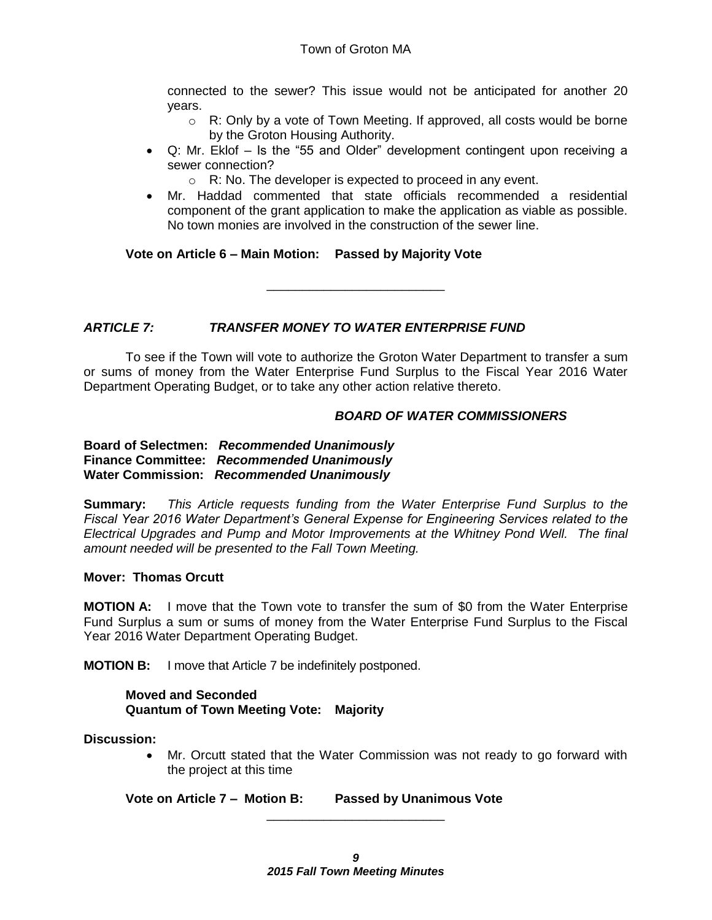connected to the sewer? This issue would not be anticipated for another 20 years.

  - R: Only by a vote of Town Meeting. If approved, all costs would be borne by the Groton Housing Authority.

- Q: Mr. Eklof – Is the "55 and Older" development contingent upon receiving a sewer connection?
  - R: No. The developer is expected to proceed in any event.
- Mr. Haddad commented that state officials recommended a residential component of the grant application to make the application as viable as possible. No town monies are involved in the construction of the sewer line.

**Vote on Article 6 – Main Motion: Passed by Majority Vote**

---

***ARTICLE 7: TRANSFER MONEY TO WATER ENTERPRISE FUND***

To see if the Town will vote to authorize the Groton Water Department to transfer a sum or sums of money from the Water Enterprise Fund Surplus to the Fiscal Year 2016 Water Department Operating Budget, or to take any other action relative thereto.

***BOARD OF WATER COMMISSIONERS***

**Board of Selectmen:** ***Recommended Unanimously***
**Finance Committee:** ***Recommended Unanimously***
**Water Commission:** ***Recommended Unanimously***

**Summary:** *This Article requests funding from the Water Enterprise Fund Surplus to the Fiscal Year 2016 Water Department's General Expense for Engineering Services related to the Electrical Upgrades and Pump and Motor Improvements at the Whitney Pond Well. The final amount needed will be presented to the Fall Town Meeting.*

**Mover: Thomas Orcutt**

**MOTION A:** I move that the Town vote to transfer the sum of $0 from the Water Enterprise Fund Surplus a sum or sums of money from the Water Enterprise Fund Surplus to the Fiscal Year 2016 Water Department Operating Budget.

**MOTION B:** I move that Article 7 be indefinitely postponed.

**Moved and Seconded**
**Quantum of Town Meeting Vote: Majority**

**Discussion:**

- Mr. Orcutt stated that the Water Commission was not ready to go forward with the project at this time

**Vote on Article 7 – Motion B: Passed by Unanimous Vote**

---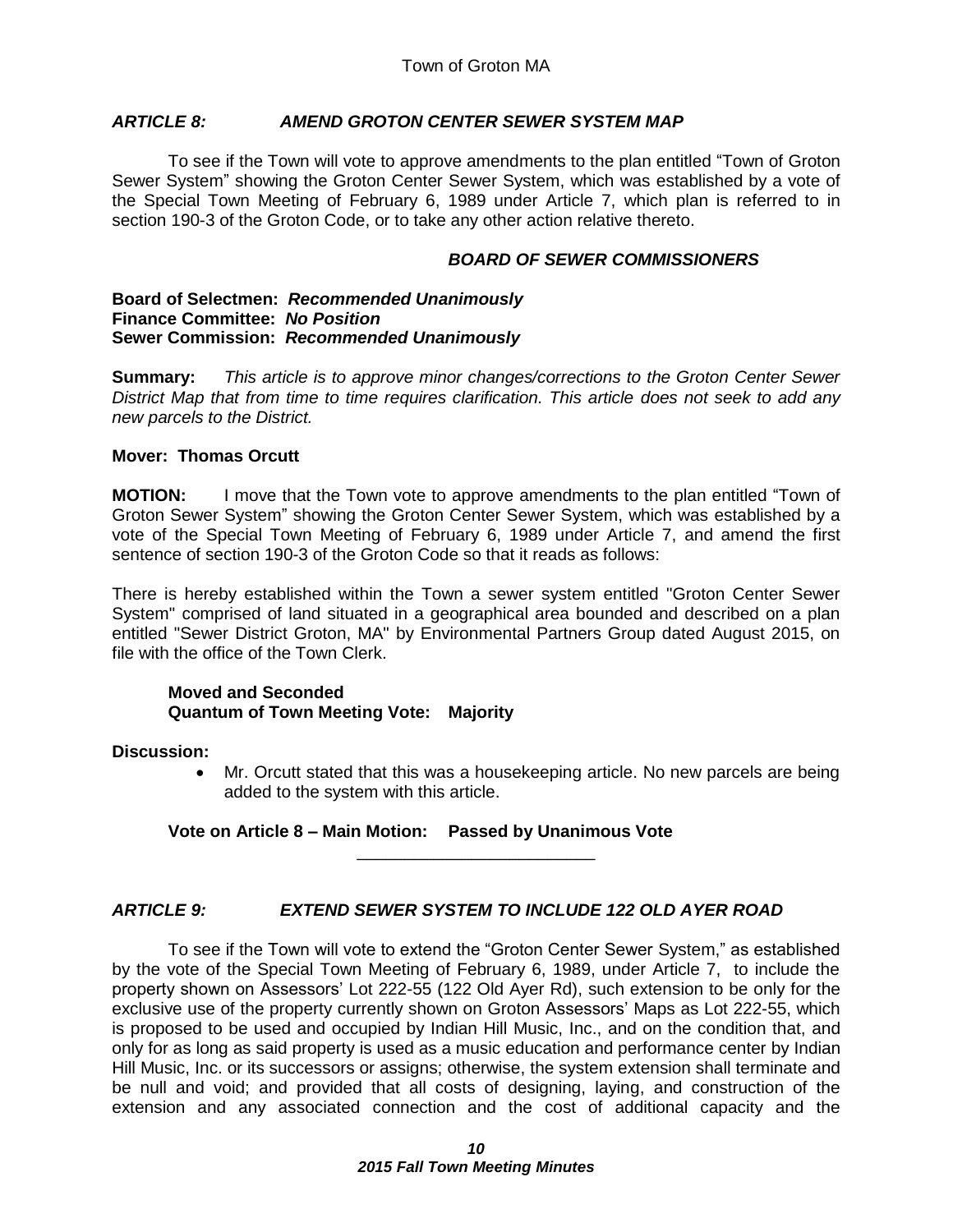### *ARTICLE 8: AMEND GROTON CENTER SEWER SYSTEM MAP*

To see if the Town will vote to approve amendments to the plan entitled "Town of Groton Sewer System" showing the Groton Center Sewer System, which was established by a vote of the Special Town Meeting of February 6, 1989 under Article 7, which plan is referred to in section 190-3 of the Groton Code, or to take any other action relative thereto.

***BOARD OF SEWER COMMISSIONERS***

**Board of Selectmen:** ***Recommended Unanimously***
**Finance Committee:** ***No Position***
**Sewer Commission:** ***Recommended Unanimously***

**Summary:** *This article is to approve minor changes/corrections to the Groton Center Sewer District Map that from time to time requires clarification. This article does not seek to add any new parcels to the District.*

**Mover: Thomas Orcutt**

**MOTION:** I move that the Town vote to approve amendments to the plan entitled "Town of Groton Sewer System" showing the Groton Center Sewer System, which was established by a vote of the Special Town Meeting of February 6, 1989 under Article 7, and amend the first sentence of section 190-3 of the Groton Code so that it reads as follows:

There is hereby established within the Town a sewer system entitled "Groton Center Sewer System" comprised of land situated in a geographical area bounded and described on a plan entitled "Sewer District Groton, MA" by Environmental Partners Group dated August 2015, on file with the office of the Town Clerk.

**Moved and Seconded**
**Quantum of Town Meeting Vote: Majority**

**Discussion:**

- Mr. Orcutt stated that this was a housekeeping article. No new parcels are being added to the system with this article.

**Vote on Article 8 – Main Motion: Passed by Unanimous Vote**

---

### *ARTICLE 9: EXTEND SEWER SYSTEM TO INCLUDE 122 OLD AYER ROAD*

To see if the Town will vote to extend the "Groton Center Sewer System," as established by the vote of the Special Town Meeting of February 6, 1989, under Article 7, to include the property shown on Assessors' Lot 222-55 (122 Old Ayer Rd), such extension to be only for the exclusive use of the property currently shown on Groton Assessors' Maps as Lot 222-55, which is proposed to be used and occupied by Indian Hill Music, Inc., and on the condition that, and only for as long as said property is used as a music education and performance center by Indian Hill Music, Inc. or its successors or assigns; otherwise, the system extension shall terminate and be null and void; and provided that all costs of designing, laying, and construction of the extension and any associated connection and the cost of additional capacity and the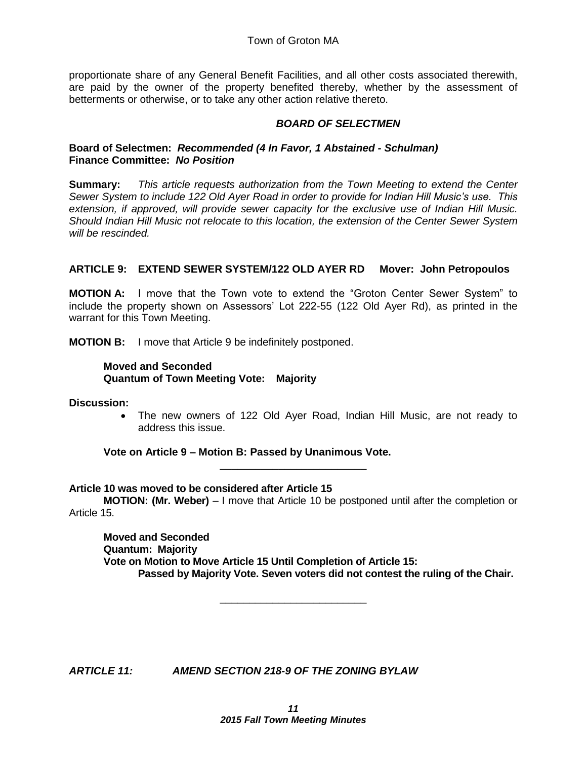proportionate share of any General Benefit Facilities, and all other costs associated therewith, are paid by the owner of the property benefited thereby, whether by the assessment of betterments or otherwise, or to take any other action relative thereto.

***BOARD OF SELECTMEN***

**Board of Selectmen:** ***Recommended (4 In Favor, 1 Abstained - Schulman)***
**Finance Committee:** ***No Position***

**Summary:** *This article requests authorization from the Town Meeting to extend the Center Sewer System to include 122 Old Ayer Road in order to provide for Indian Hill Music's use. This extension, if approved, will provide sewer capacity for the exclusive use of Indian Hill Music. Should Indian Hill Music not relocate to this location, the extension of the Center Sewer System will be rescinded.*

**ARTICLE 9: EXTEND SEWER SYSTEM/122 OLD AYER RD Mover: John Petropoulos**

**MOTION A:** I move that the Town vote to extend the "Groton Center Sewer System" to include the property shown on Assessors' Lot 222-55 (122 Old Ayer Rd), as printed in the warrant for this Town Meeting.

**MOTION B:** I move that Article 9 be indefinitely postponed.

**Moved and Seconded**
**Quantum of Town Meeting Vote: Majority**

**Discussion:**

- The new owners of 122 Old Ayer Road, Indian Hill Music, are not ready to address this issue.

**Vote on Article 9 – Motion B: Passed by Unanimous Vote.**

---

**Article 10 was moved to be considered after Article 15**

**MOTION: (Mr. Weber)** – I move that Article 10 be postponed until after the completion or Article 15.

**Moved and Seconded**
**Quantum: Majority**
**Vote on Motion to Move Article 15 Until Completion of Article 15:**
**Passed by Majority Vote. Seven voters did not contest the ruling of the Chair.**

---

***ARTICLE 11: AMEND SECTION 218-9 OF THE ZONING BYLAW***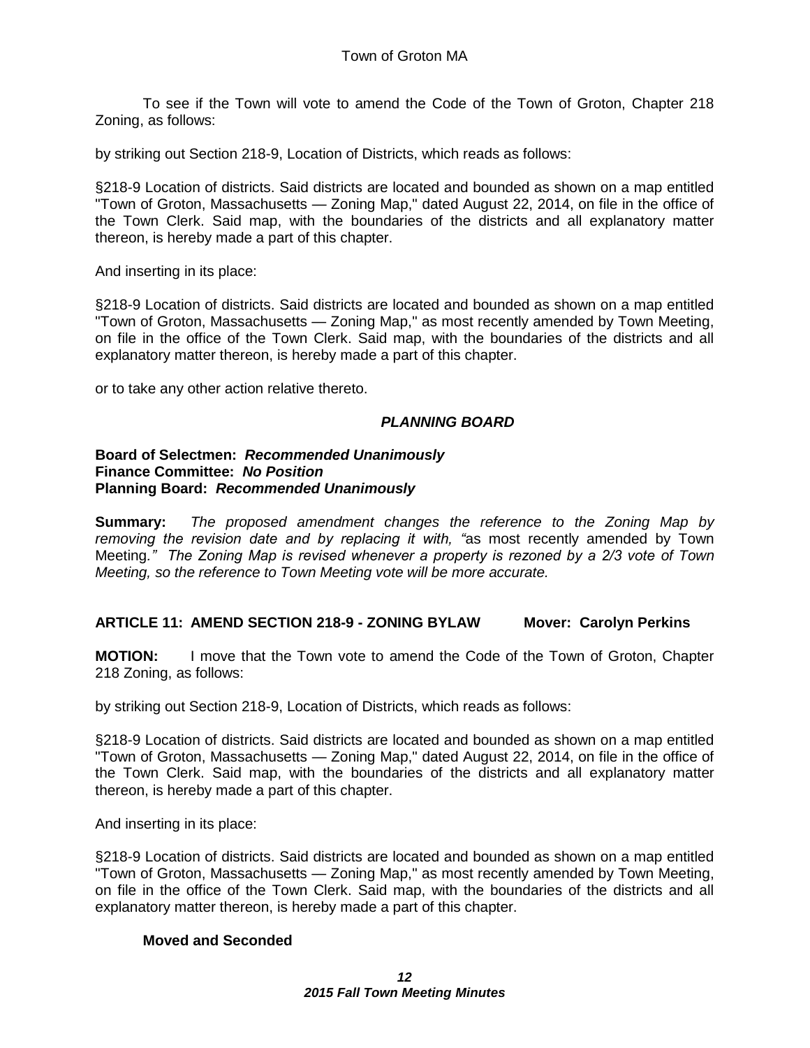To see if the Town will vote to amend the Code of the Town of Groton, Chapter 218 Zoning, as follows:

by striking out Section 218-9, Location of Districts, which reads as follows:

§218-9 Location of districts. Said districts are located and bounded as shown on a map entitled "Town of Groton, Massachusetts — Zoning Map," dated August 22, 2014, on file in the office of the Town Clerk. Said map, with the boundaries of the districts and all explanatory matter thereon, is hereby made a part of this chapter.

And inserting in its place:

§218-9 Location of districts. Said districts are located and bounded as shown on a map entitled "Town of Groton, Massachusetts — Zoning Map," as most recently amended by Town Meeting, on file in the office of the Town Clerk. Said map, with the boundaries of the districts and all explanatory matter thereon, is hereby made a part of this chapter.

or to take any other action relative thereto.

***PLANNING BOARD***

**Board of Selectmen:** ***Recommended Unanimously***
**Finance Committee:** ***No Position***
**Planning Board:** ***Recommended Unanimously***

**Summary:** *The proposed amendment changes the reference to the Zoning Map by removing the revision date and by replacing it with, "*as most recently amended by Town Meeting.*" The Zoning Map is revised whenever a property is rezoned by a 2/3 vote of Town Meeting, so the reference to Town Meeting vote will be more accurate.*

**ARTICLE 11: AMEND SECTION 218-9 - ZONING BYLAW Mover: Carolyn Perkins**

**MOTION:** I move that the Town vote to amend the Code of the Town of Groton, Chapter 218 Zoning, as follows:

by striking out Section 218-9, Location of Districts, which reads as follows:

§218-9 Location of districts. Said districts are located and bounded as shown on a map entitled "Town of Groton, Massachusetts — Zoning Map," dated August 22, 2014, on file in the office of the Town Clerk. Said map, with the boundaries of the districts and all explanatory matter thereon, is hereby made a part of this chapter.

And inserting in its place:

§218-9 Location of districts. Said districts are located and bounded as shown on a map entitled "Town of Groton, Massachusetts — Zoning Map," as most recently amended by Town Meeting, on file in the office of the Town Clerk. Said map, with the boundaries of the districts and all explanatory matter thereon, is hereby made a part of this chapter.

**Moved and Seconded**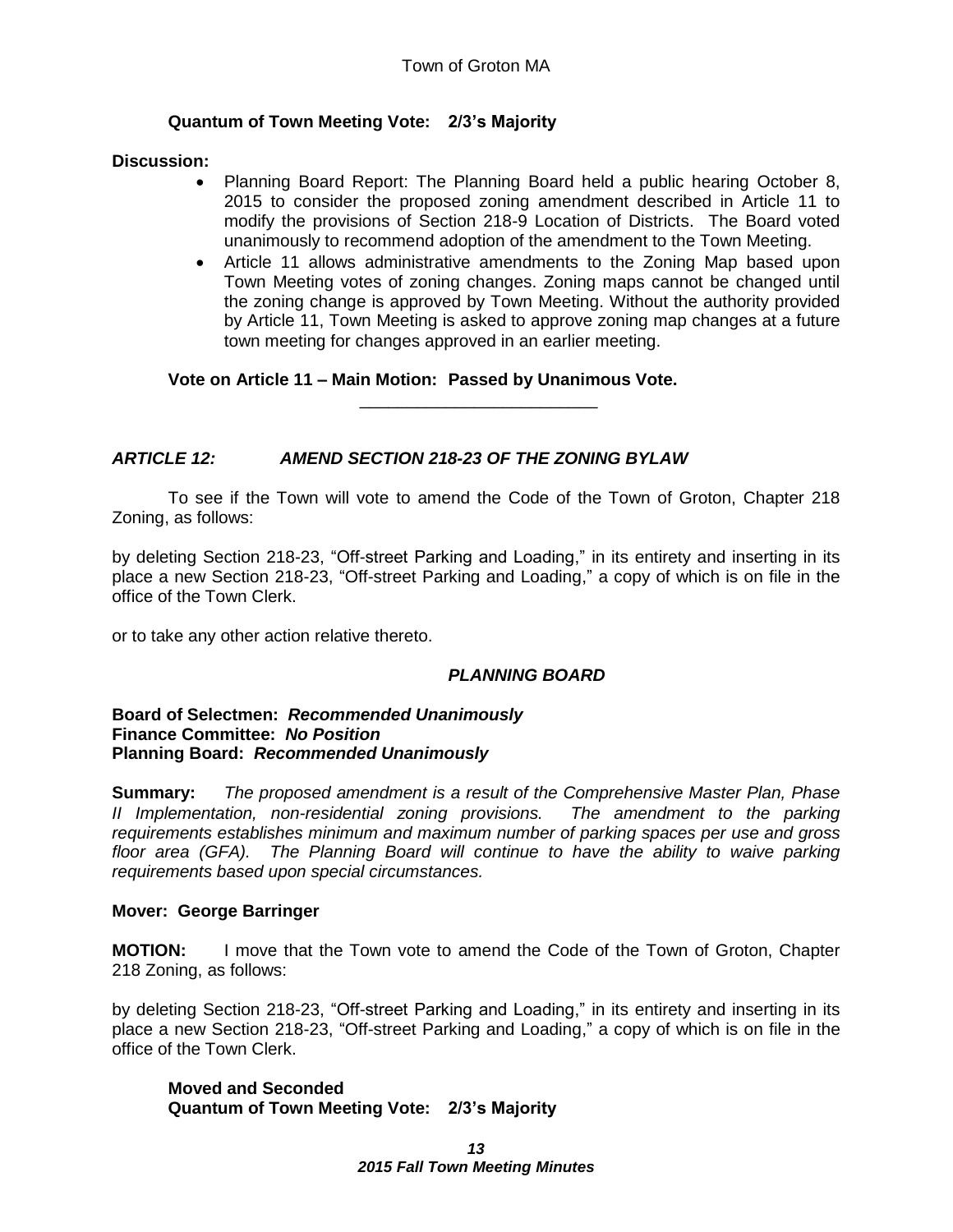**Quantum of Town Meeting Vote: 2/3's Majority**

**Discussion:**

- Planning Board Report: The Planning Board held a public hearing October 8, 2015 to consider the proposed zoning amendment described in Article 11 to modify the provisions of Section 218-9 Location of Districts. The Board voted unanimously to recommend adoption of the amendment to the Town Meeting.
- Article 11 allows administrative amendments to the Zoning Map based upon Town Meeting votes of zoning changes. Zoning maps cannot be changed until the zoning change is approved by Town Meeting. Without the authority provided by Article 11, Town Meeting is asked to approve zoning map changes at a future town meeting for changes approved in an earlier meeting.

**Vote on Article 11 – Main Motion: Passed by Unanimous Vote.**

---

### *ARTICLE 12: AMEND SECTION 218-23 OF THE ZONING BYLAW*

To see if the Town will vote to amend the Code of the Town of Groton, Chapter 218 Zoning, as follows:

by deleting Section 218-23, "Off-street Parking and Loading," in its entirety and inserting in its place a new Section 218-23, "Off-street Parking and Loading," a copy of which is on file in the office of the Town Clerk.

or to take any other action relative thereto.

***PLANNING BOARD***

**Board of Selectmen:** ***Recommended Unanimously***
**Finance Committee:** ***No Position***
**Planning Board:** ***Recommended Unanimously***

**Summary:** *The proposed amendment is a result of the Comprehensive Master Plan, Phase II Implementation, non-residential zoning provisions. The amendment to the parking requirements establishes minimum and maximum number of parking spaces per use and gross floor area (GFA). The Planning Board will continue to have the ability to waive parking requirements based upon special circumstances.*

**Mover: George Barringer**

**MOTION:** I move that the Town vote to amend the Code of the Town of Groton, Chapter 218 Zoning, as follows:

by deleting Section 218-23, "Off-street Parking and Loading," in its entirety and inserting in its place a new Section 218-23, "Off-street Parking and Loading," a copy of which is on file in the office of the Town Clerk.

**Moved and Seconded**
**Quantum of Town Meeting Vote: 2/3's Majority**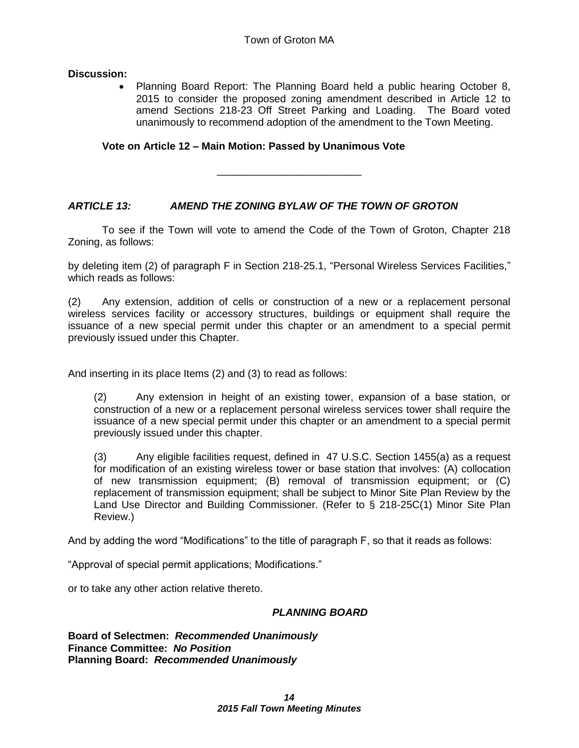**Discussion:**

- Planning Board Report: The Planning Board held a public hearing October 8, 2015 to consider the proposed zoning amendment described in Article 12 to amend Sections 218-23 Off Street Parking and Loading. The Board voted unanimously to recommend adoption of the amendment to the Town Meeting.

**Vote on Article 12 – Main Motion: Passed by Unanimous Vote**

---

***ARTICLE 13: AMEND THE ZONING BYLAW OF THE TOWN OF GROTON***

To see if the Town will vote to amend the Code of the Town of Groton, Chapter 218 Zoning, as follows:

by deleting item (2) of paragraph F in Section 218-25.1, "Personal Wireless Services Facilities," which reads as follows:

(2) Any extension, addition of cells or construction of a new or a replacement personal wireless services facility or accessory structures, buildings or equipment shall require the issuance of a new special permit under this chapter or an amendment to a special permit previously issued under this Chapter.

And inserting in its place Items (2) and (3) to read as follows:

(2) Any extension in height of an existing tower, expansion of a base station, or construction of a new or a replacement personal wireless services tower shall require the issuance of a new special permit under this chapter or an amendment to a special permit previously issued under this chapter.

(3) Any eligible facilities request, defined in 47 U.S.C. Section 1455(a) as a request for modification of an existing wireless tower or base station that involves: (A) collocation of new transmission equipment; (B) removal of transmission equipment; or (C) replacement of transmission equipment; shall be subject to Minor Site Plan Review by the Land Use Director and Building Commissioner. (Refer to § 218-25C(1) Minor Site Plan Review.)

And by adding the word "Modifications" to the title of paragraph F, so that it reads as follows:

"Approval of special permit applications; Modifications."

or to take any other action relative thereto.

***PLANNING BOARD***

**Board of Selectmen:** ***Recommended Unanimously***
**Finance Committee:** ***No Position***
**Planning Board:** ***Recommended Unanimously***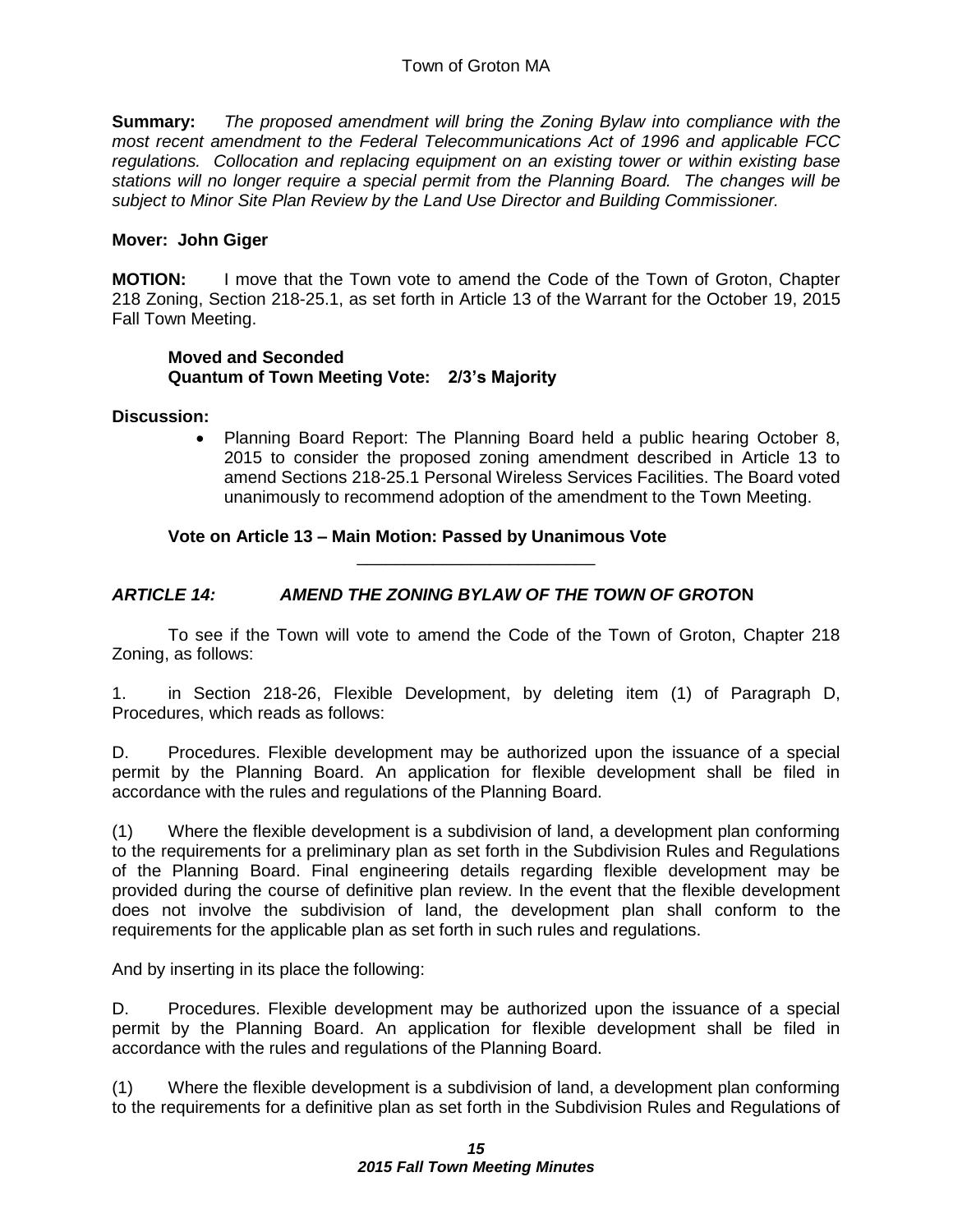**Summary:** *The proposed amendment will bring the Zoning Bylaw into compliance with the most recent amendment to the Federal Telecommunications Act of 1996 and applicable FCC regulations. Collocation and replacing equipment on an existing tower or within existing base stations will no longer require a special permit from the Planning Board. The changes will be subject to Minor Site Plan Review by the Land Use Director and Building Commissioner.*

**Mover: John Giger**

**MOTION:** I move that the Town vote to amend the Code of the Town of Groton, Chapter 218 Zoning, Section 218-25.1, as set forth in Article 13 of the Warrant for the October 19, 2015 Fall Town Meeting.

**Moved and Seconded**
**Quantum of Town Meeting Vote: 2/3's Majority**

**Discussion:**

- Planning Board Report: The Planning Board held a public hearing October 8, 2015 to consider the proposed zoning amendment described in Article 13 to amend Sections 218-25.1 Personal Wireless Services Facilities. The Board voted unanimously to recommend adoption of the amendment to the Town Meeting.

**Vote on Article 13 – Main Motion: Passed by Unanimous Vote**

---

## *ARTICLE 14: AMEND THE ZONING BYLAW OF THE TOWN OF GROTO*N

To see if the Town will vote to amend the Code of the Town of Groton, Chapter 218 Zoning, as follows:

1. in Section 218-26, Flexible Development, by deleting item (1) of Paragraph D, Procedures, which reads as follows:

D. Procedures. Flexible development may be authorized upon the issuance of a special permit by the Planning Board. An application for flexible development shall be filed in accordance with the rules and regulations of the Planning Board.

(1) Where the flexible development is a subdivision of land, a development plan conforming to the requirements for a preliminary plan as set forth in the Subdivision Rules and Regulations of the Planning Board. Final engineering details regarding flexible development may be provided during the course of definitive plan review. In the event that the flexible development does not involve the subdivision of land, the development plan shall conform to the requirements for the applicable plan as set forth in such rules and regulations.

And by inserting in its place the following:

D. Procedures. Flexible development may be authorized upon the issuance of a special permit by the Planning Board. An application for flexible development shall be filed in accordance with the rules and regulations of the Planning Board.

(1) Where the flexible development is a subdivision of land, a development plan conforming to the requirements for a definitive plan as set forth in the Subdivision Rules and Regulations of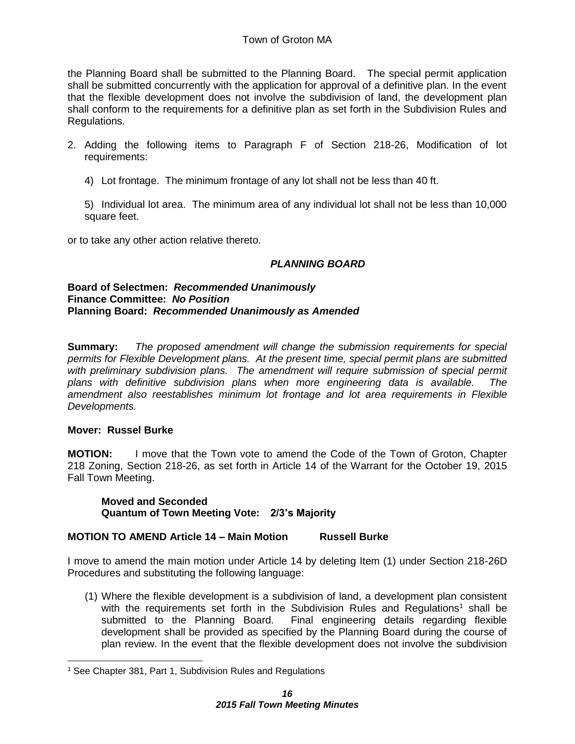the Planning Board shall be submitted to the Planning Board. The special permit application shall be submitted concurrently with the application for approval of a definitive plan. In the event that the flexible development does not involve the subdivision of land, the development plan shall conform to the requirements for a definitive plan as set forth in the Subdivision Rules and Regulations.

2. Adding the following items to Paragraph F of Section 218-26, Modification of lot requirements:

   4) Lot frontage. The minimum frontage of any lot shall not be less than 40 ft.

   5) Individual lot area. The minimum area of any individual lot shall not be less than 10,000 square feet.

or to take any other action relative thereto.

***PLANNING BOARD***

**Board of Selectmen:** ***Recommended Unanimously***
**Finance Committee:** ***No Position***
**Planning Board:** ***Recommended Unanimously as Amended***

**Summary:** *The proposed amendment will change the submission requirements for special permits for Flexible Development plans. At the present time, special permit plans are submitted with preliminary subdivision plans. The amendment will require submission of special permit plans with definitive subdivision plans when more engineering data is available. The amendment also reestablishes minimum lot frontage and lot area requirements in Flexible Developments.*

**Mover: Russel Burke**

**MOTION:** I move that the Town vote to amend the Code of the Town of Groton, Chapter 218 Zoning, Section 218-26, as set forth in Article 14 of the Warrant for the October 19, 2015 Fall Town Meeting.

**Moved and Seconded**
**Quantum of Town Meeting Vote: 2/3's Majority**

**MOTION TO AMEND Article 14 – Main Motion Russell Burke**

I move to amend the main motion under Article 14 by deleting Item (1) under Section 218-26D Procedures and substituting the following language:

(1) Where the flexible development is a subdivision of land, a development plan consistent with the requirements set forth in the Subdivision Rules and Regulations[1] shall be submitted to the Planning Board. Final engineering details regarding flexible development shall be provided as specified by the Planning Board during the course of plan review. In the event that the flexible development does not involve the subdivision

[1] See Chapter 381, Part 1, Subdivision Rules and Regulations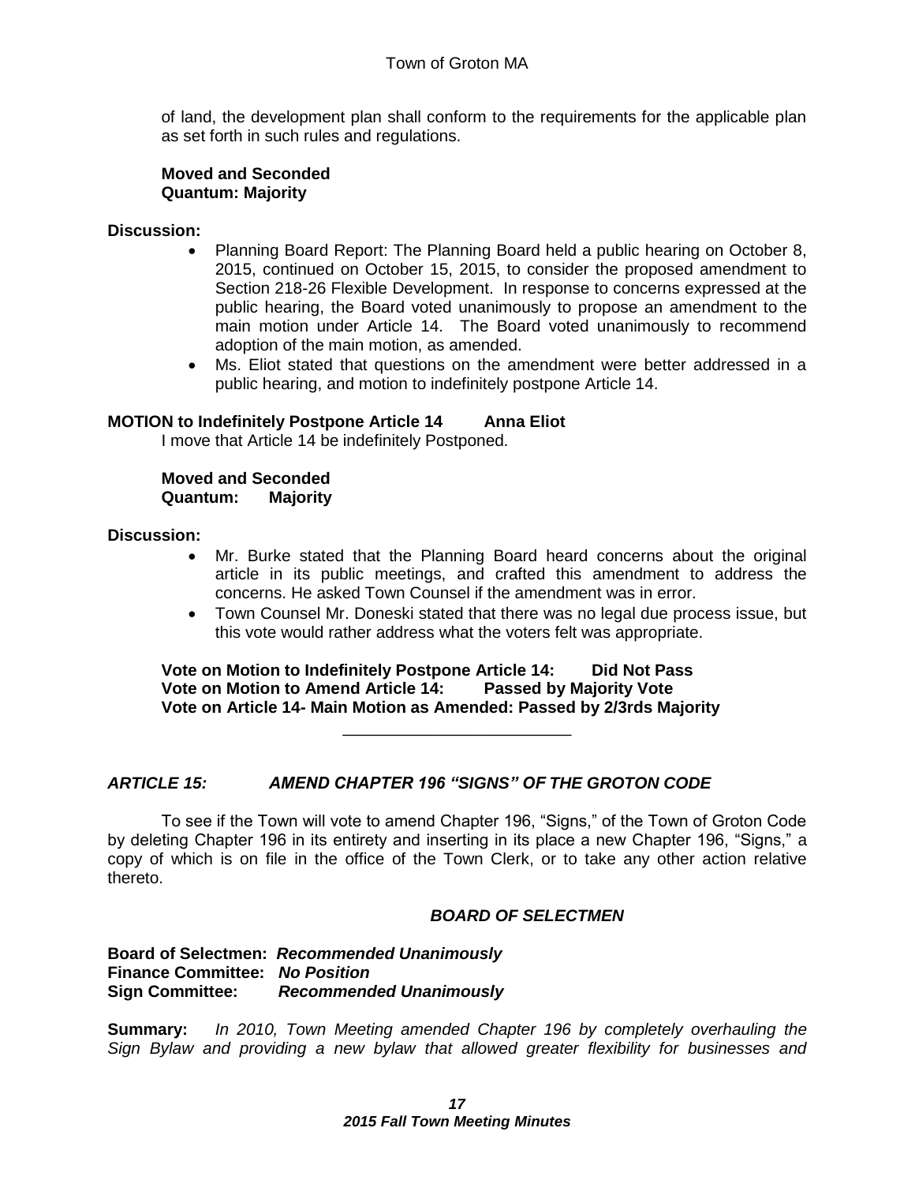of land, the development plan shall conform to the requirements for the applicable plan as set forth in such rules and regulations.

**Moved and Seconded**
**Quantum: Majority**

**Discussion:**

- Planning Board Report: The Planning Board held a public hearing on October 8, 2015, continued on October 15, 2015, to consider the proposed amendment to Section 218-26 Flexible Development. In response to concerns expressed at the public hearing, the Board voted unanimously to propose an amendment to the main motion under Article 14. The Board voted unanimously to recommend adoption of the main motion, as amended.
- Ms. Eliot stated that questions on the amendment were better addressed in a public hearing, and motion to indefinitely postpone Article 14.

**MOTION to Indefinitely Postpone Article 14 Anna Eliot**

I move that Article 14 be indefinitely Postponed.

**Moved and Seconded**
**Quantum: Majority**

**Discussion:**

- Mr. Burke stated that the Planning Board heard concerns about the original article in its public meetings, and crafted this amendment to address the concerns. He asked Town Counsel if the amendment was in error.
- Town Counsel Mr. Doneski stated that there was no legal due process issue, but this vote would rather address what the voters felt was appropriate.

**Vote on Motion to Indefinitely Postpone Article 14: Did Not Pass**
**Vote on Motion to Amend Article 14: Passed by Majority Vote**
**Vote on Article 14- Main Motion as Amended: Passed by 2/3rds Majority**

---

## *ARTICLE 15: AMEND CHAPTER 196 "SIGNS" OF THE GROTON CODE*

To see if the Town will vote to amend Chapter 196, "Signs," of the Town of Groton Code by deleting Chapter 196 in its entirety and inserting in its place a new Chapter 196, "Signs," a copy of which is on file in the office of the Town Clerk, or to take any other action relative thereto.

***BOARD OF SELECTMEN***

**Board of Selectmen:** ***Recommended Unanimously***
**Finance Committee:** ***No Position***
**Sign Committee:** ***Recommended Unanimously***

**Summary:** *In 2010, Town Meeting amended Chapter 196 by completely overhauling the Sign Bylaw and providing a new bylaw that allowed greater flexibility for businesses and*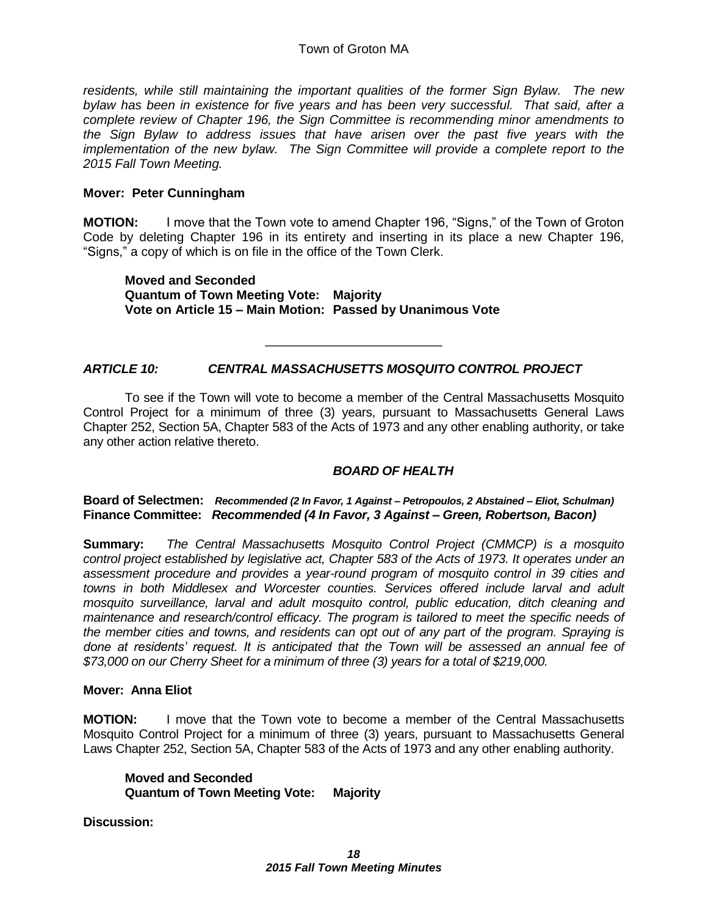*residents, while still maintaining the important qualities of the former Sign Bylaw. The new bylaw has been in existence for five years and has been very successful. That said, after a complete review of Chapter 196, the Sign Committee is recommending minor amendments to the Sign Bylaw to address issues that have arisen over the past five years with the implementation of the new bylaw. The Sign Committee will provide a complete report to the 2015 Fall Town Meeting.*

**Mover: Peter Cunningham**

**MOTION:** I move that the Town vote to amend Chapter 196, "Signs," of the Town of Groton Code by deleting Chapter 196 in its entirety and inserting in its place a new Chapter 196, "Signs," a copy of which is on file in the office of the Town Clerk.

> **Moved and Seconded**
> **Quantum of Town Meeting Vote: Majority**
> **Vote on Article 15 – Main Motion: Passed by Unanimous Vote**

---

## *ARTICLE 10: CENTRAL MASSACHUSETTS MOSQUITO CONTROL PROJECT*

To see if the Town will vote to become a member of the Central Massachusetts Mosquito Control Project for a minimum of three (3) years, pursuant to Massachusetts General Laws Chapter 252, Section 5A, Chapter 583 of the Acts of 1973 and any other enabling authority, or take any other action relative thereto.

### *BOARD OF HEALTH*

**Board of Selectmen:** ***Recommended (2 In Favor, 1 Against – Petropoulos, 2 Abstained – Eliot, Schulman)***
**Finance Committee:** ***Recommended (4 In Favor, 3 Against – Green, Robertson, Bacon)***

**Summary:** *The Central Massachusetts Mosquito Control Project (CMMCP) is a mosquito control project established by legislative act, Chapter 583 of the Acts of 1973. It operates under an assessment procedure and provides a year-round program of mosquito control in 39 cities and towns in both Middlesex and Worcester counties. Services offered include larval and adult mosquito surveillance, larval and adult mosquito control, public education, ditch cleaning and maintenance and research/control efficacy. The program is tailored to meet the specific needs of the member cities and towns, and residents can opt out of any part of the program. Spraying is done at residents' request. It is anticipated that the Town will be assessed an annual fee of $73,000 on our Cherry Sheet for a minimum of three (3) years for a total of $219,000.*

**Mover: Anna Eliot**

**MOTION:** I move that the Town vote to become a member of the Central Massachusetts Mosquito Control Project for a minimum of three (3) years, pursuant to Massachusetts General Laws Chapter 252, Section 5A, Chapter 583 of the Acts of 1973 and any other enabling authority.

> **Moved and Seconded**
> **Quantum of Town Meeting Vote: Majority**

**Discussion:**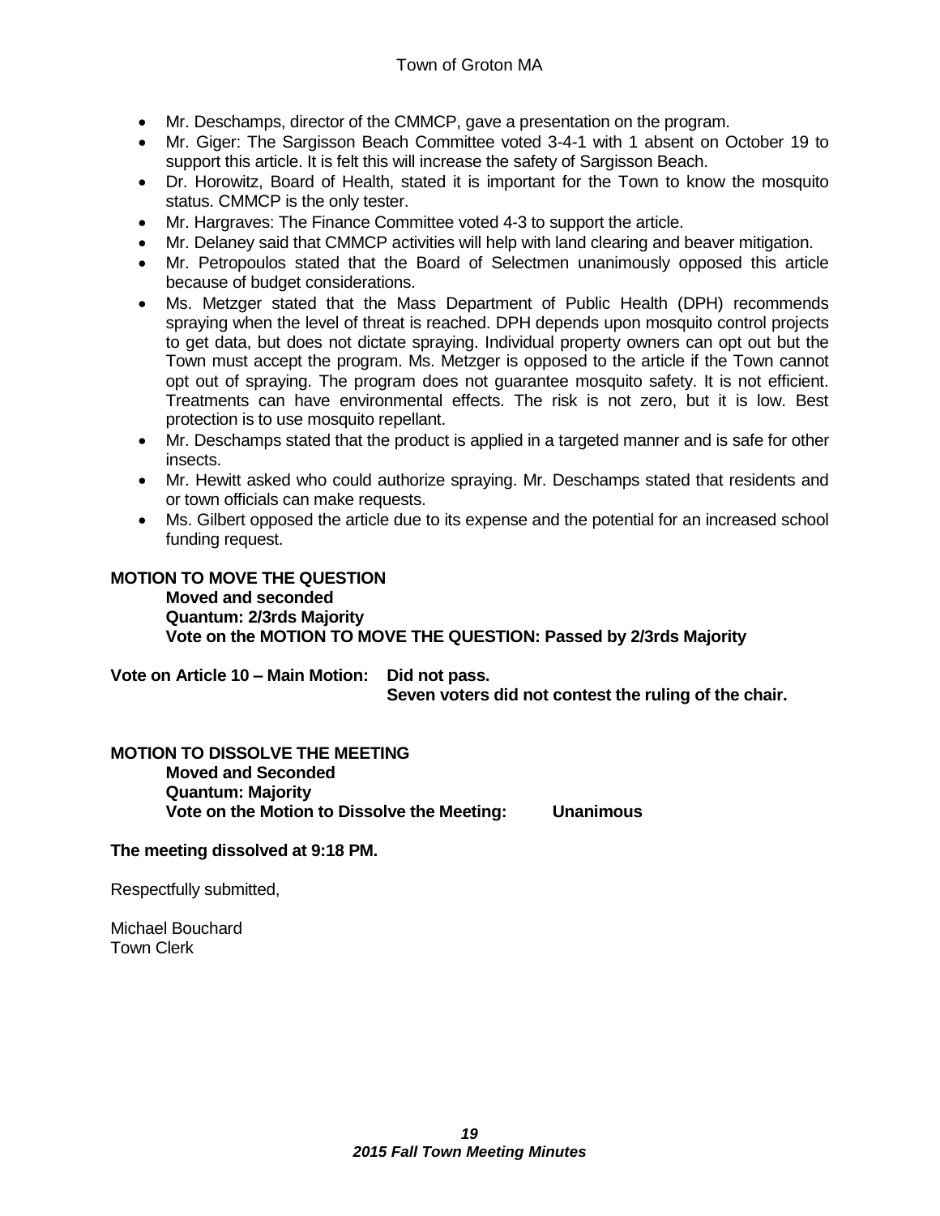- Mr. Deschamps, director of the CMMCP, gave a presentation on the program.
- Mr. Giger: The Sargisson Beach Committee voted 3-4-1 with 1 absent on October 19 to support this article. It is felt this will increase the safety of Sargisson Beach.
- Dr. Horowitz, Board of Health, stated it is important for the Town to know the mosquito status. CMMCP is the only tester.
- Mr. Hargraves: The Finance Committee voted 4-3 to support the article.
- Mr. Delaney said that CMMCP activities will help with land clearing and beaver mitigation.
- Mr. Petropoulos stated that the Board of Selectmen unanimously opposed this article because of budget considerations.
- Ms. Metzger stated that the Mass Department of Public Health (DPH) recommends spraying when the level of threat is reached. DPH depends upon mosquito control projects to get data, but does not dictate spraying. Individual property owners can opt out but the Town must accept the program. Ms. Metzger is opposed to the article if the Town cannot opt out of spraying. The program does not guarantee mosquito safety. It is not efficient. Treatments can have environmental effects. The risk is not zero, but it is low. Best protection is to use mosquito repellant.
- Mr. Deschamps stated that the product is applied in a targeted manner and is safe for other insects.
- Mr. Hewitt asked who could authorize spraying. Mr. Deschamps stated that residents and or town officials can make requests.
- Ms. Gilbert opposed the article due to its expense and the potential for an increased school funding request.

**MOTION TO MOVE THE QUESTION**

**Moved and seconded**
**Quantum: 2/3rds Majority**
**Vote on the MOTION TO MOVE THE QUESTION: Passed by 2/3rds Majority**

**Vote on Article 10 – Main Motion: Did not pass.**
**Seven voters did not contest the ruling of the chair.**

**MOTION TO DISSOLVE THE MEETING**

**Moved and Seconded**
**Quantum: Majority**
**Vote on the Motion to Dissolve the Meeting: Unanimous**

**The meeting dissolved at 9:18 PM.**

Respectfully submitted,

Michael Bouchard
Town Clerk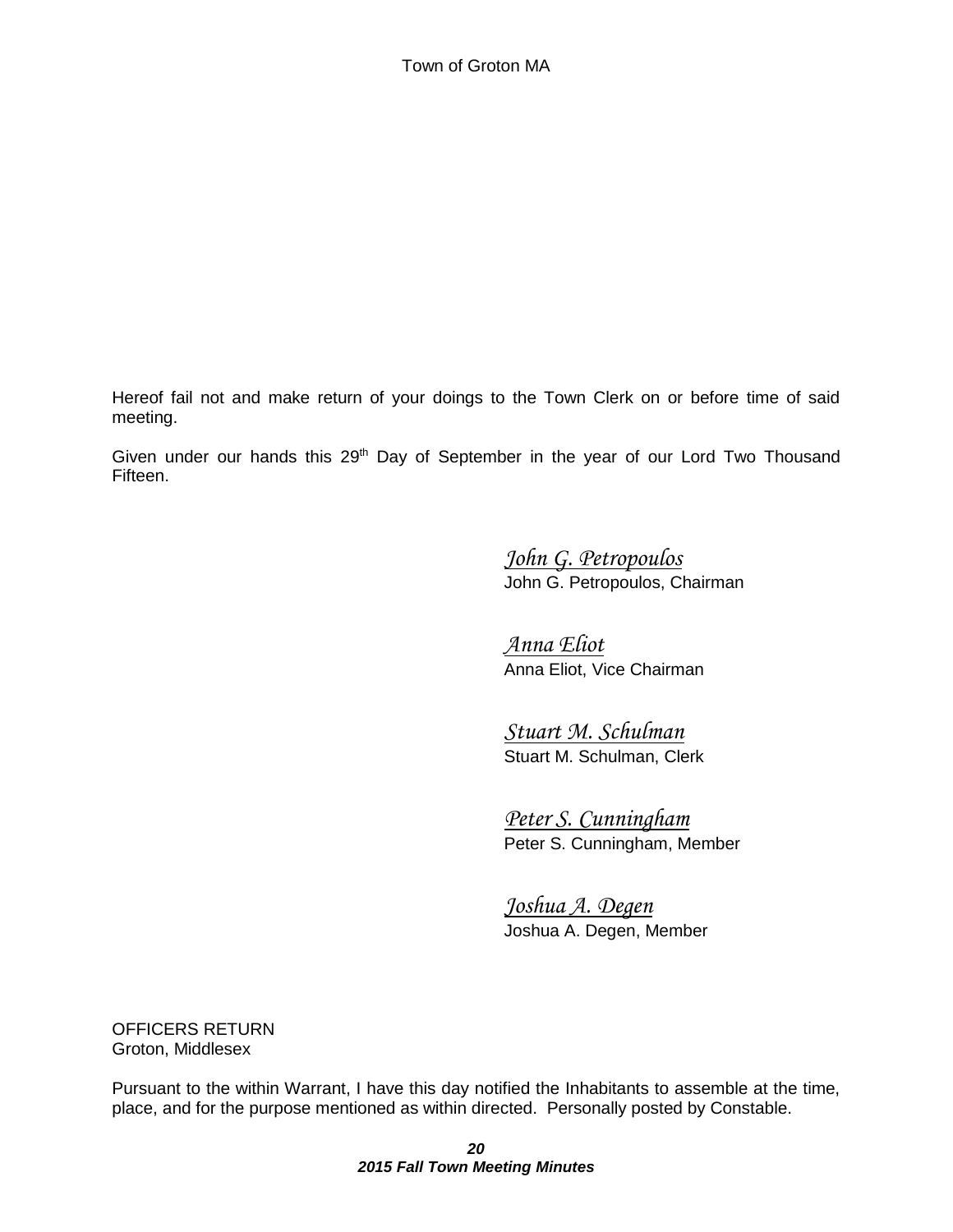Hereof fail not and make return of your doings to the Town Clerk on or before time of said meeting.

Given under our hands this 29th Day of September in the year of our Lord Two Thousand Fifteen.

*John G. Petropoulos*
John G. Petropoulos, Chairman

*Anna Eliot*
Anna Eliot, Vice Chairman

*Stuart M. Schulman*
Stuart M. Schulman, Clerk

*Peter S. Cunningham*
Peter S. Cunningham, Member

*Joshua A. Degen*
Joshua A. Degen, Member

OFFICERS RETURN
Groton, Middlesex

Pursuant to the within Warrant, I have this day notified the Inhabitants to assemble at the time, place, and for the purpose mentioned as within directed. Personally posted by Constable.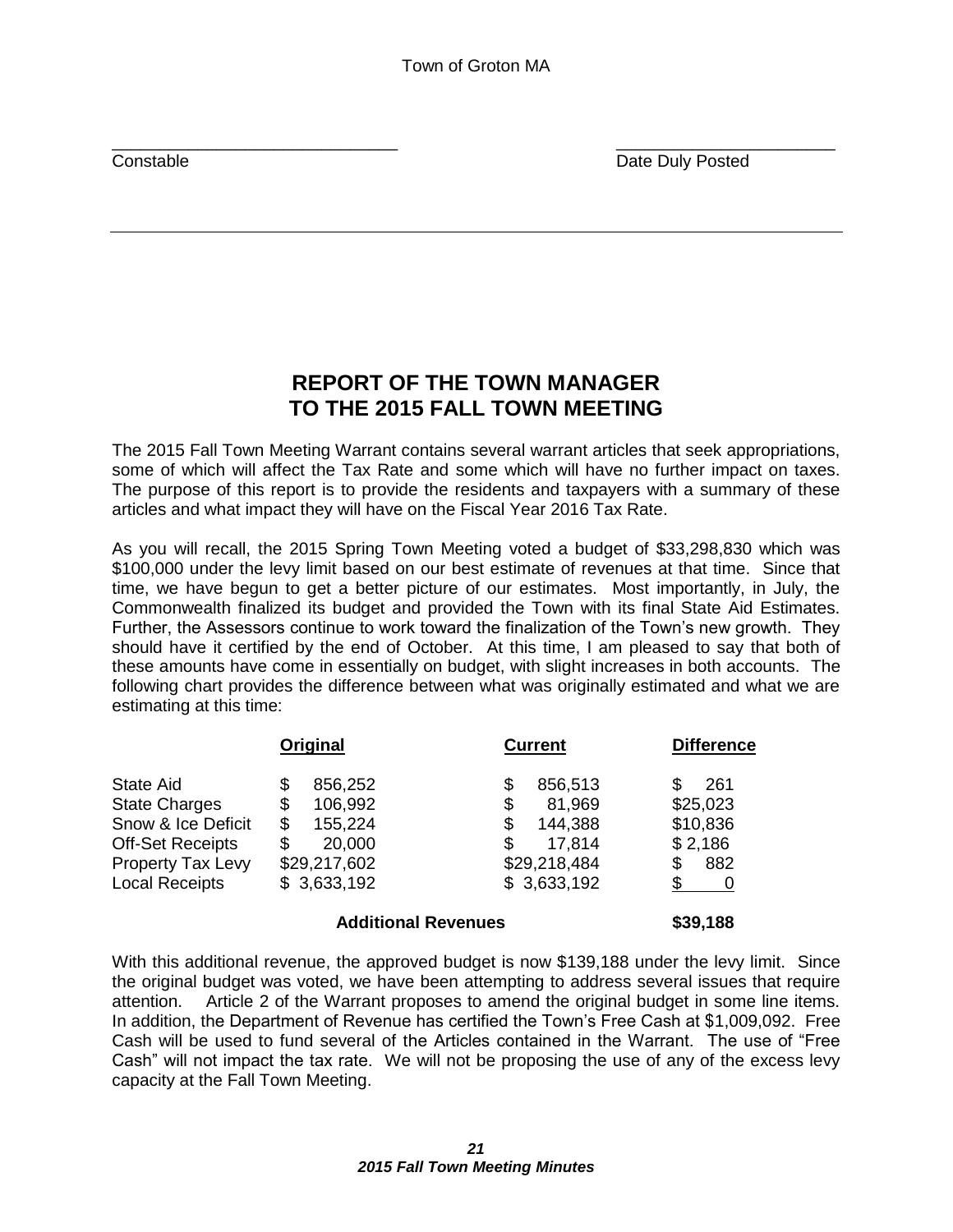Town of Groton MA

\_\_\_\_\_\_\_\_\_\_\_\_\_\_\_\_\_\_\_\_\_\_\_\_\_\_\_\_\_\_\_ \_\_\_\_\_\_\_\_\_\_\_\_\_\_\_\_\_\_\_\_\_\_\_

Constable Date Duly Posted

---

# REPORT OF THE TOWN MANAGER TO THE 2015 FALL TOWN MEETING

The 2015 Fall Town Meeting Warrant contains several warrant articles that seek appropriations, some of which will affect the Tax Rate and some which will have no further impact on taxes. The purpose of this report is to provide the residents and taxpayers with a summary of these articles and what impact they will have on the Fiscal Year 2016 Tax Rate.

As you will recall, the 2015 Spring Town Meeting voted a budget of $33,298,830 which was $100,000 under the levy limit based on our best estimate of revenues at that time. Since that time, we have begun to get a better picture of our estimates. Most importantly, in July, the Commonwealth finalized its budget and provided the Town with its final State Aid Estimates. Further, the Assessors continue to work toward the finalization of the Town's new growth. They should have it certified by the end of October. At this time, I am pleased to say that both of these amounts have come in essentially on budget, with slight increases in both accounts. The following chart provides the difference between what was originally estimated and what we are estimating at this time:

| | Original | Current | Difference |
|---|---|---|---|
| State Aid | $ 856,252 | $ 856,513 | $ 261 |
| State Charges | $ 106,992 | $ 81,969 | $25,023 |
| Snow & Ice Deficit | $ 155,224 | $ 144,388 | $10,836 |
| Off-Set Receipts | $ 20,000 | $ 17,814 | $ 2,186 |
| Property Tax Levy | $29,217,602 | $29,218,484 | $ 882 |
| Local Receipts | $ 3,633,192 | $ 3,633,192 | $ 0 |
| | **Additional Revenues** | | **$39,188** |

With this additional revenue, the approved budget is now $139,188 under the levy limit. Since the original budget was voted, we have been attempting to address several issues that require attention. Article 2 of the Warrant proposes to amend the original budget in some line items. In addition, the Department of Revenue has certified the Town's Free Cash at $1,009,092. Free Cash will be used to fund several of the Articles contained in the Warrant. The use of "Free Cash" will not impact the tax rate. We will not be proposing the use of any of the excess levy capacity at the Fall Town Meeting.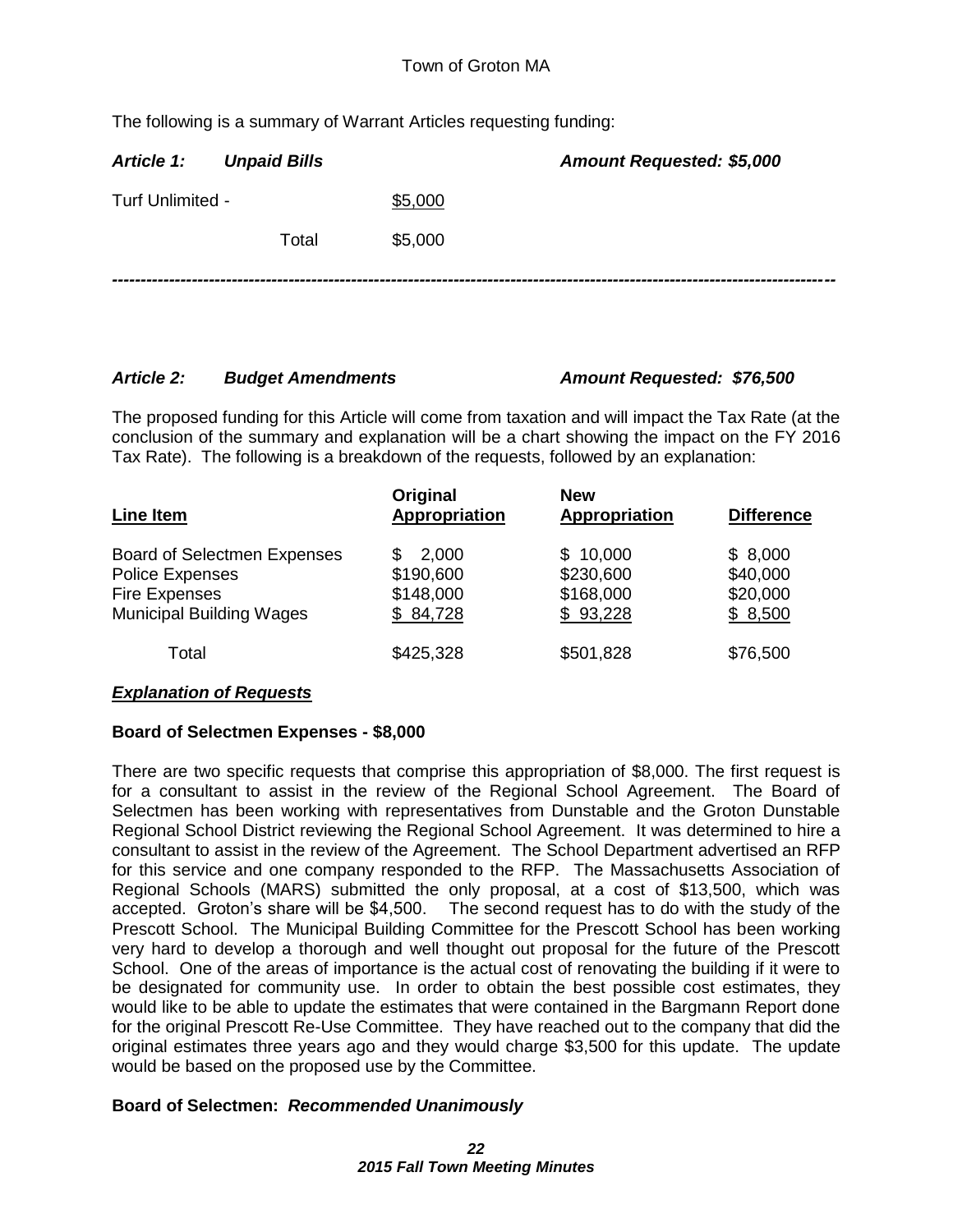Town of Groton MA

The following is a summary of Warrant Articles requesting funding:

***Article 1: Unpaid Bills*** ***Amount Requested: $5,000***

| | |
|---|---|
| Turf Unlimited - | $5,000 |
| Total | $5,000 |

---

***Article 2: Budget Amendments*** ***Amount Requested: $76,500***

The proposed funding for this Article will come from taxation and will impact the Tax Rate (at the conclusion of the summary and explanation will be a chart showing the impact on the FY 2016 Tax Rate). The following is a breakdown of the requests, followed by an explanation:

| Line Item | Original Appropriation | New Appropriation | Difference |
|---|---|---|---|
| Board of Selectmen Expenses | $ 2,000 | $ 10,000 | $ 8,000 |
| Police Expenses | $190,600 | $230,600 | $40,000 |
| Fire Expenses | $148,000 | $168,000 | $20,000 |
| Municipal Building Wages | $ 84,728 | $ 93,228 | $ 8,500 |
| Total | $425,328 | $501,828 | $76,500 |

***Explanation of Requests***

**Board of Selectmen Expenses - $8,000**

There are two specific requests that comprise this appropriation of $8,000. The first request is for a consultant to assist in the review of the Regional School Agreement. The Board of Selectmen has been working with representatives from Dunstable and the Groton Dunstable Regional School District reviewing the Regional School Agreement. It was determined to hire a consultant to assist in the review of the Agreement. The School Department advertised an RFP for this service and one company responded to the RFP. The Massachusetts Association of Regional Schools (MARS) submitted the only proposal, at a cost of $13,500, which was accepted. Groton's share will be $4,500. The second request has to do with the study of the Prescott School. The Municipal Building Committee for the Prescott School has been working very hard to develop a thorough and well thought out proposal for the future of the Prescott School. One of the areas of importance is the actual cost of renovating the building if it were to be designated for community use. In order to obtain the best possible cost estimates, they would like to be able to update the estimates that were contained in the Bargmann Report done for the original Prescott Re-Use Committee. They have reached out to the company that did the original estimates three years ago and they would charge $3,500 for this update. The update would be based on the proposed use by the Committee.

**Board of Selectmen: *Recommended Unanimously***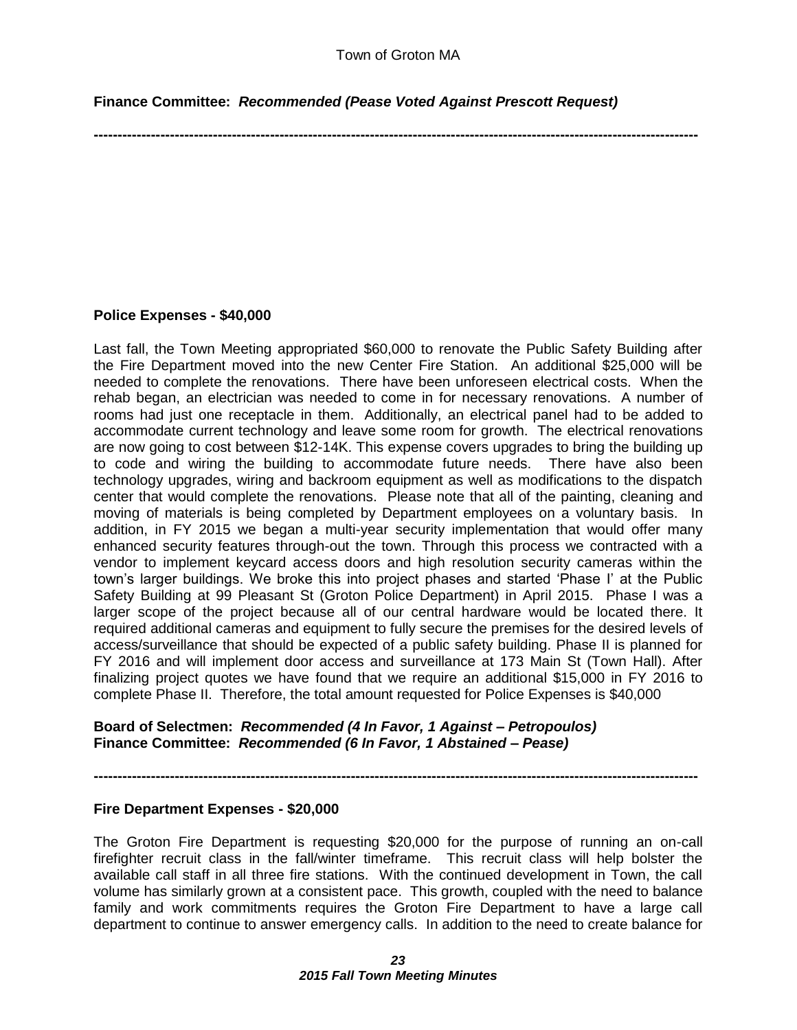**Finance Committee:** ***Recommended (Pease Voted Against Prescott Request)***

---

**Police Expenses - $40,000**

Last fall, the Town Meeting appropriated $60,000 to renovate the Public Safety Building after the Fire Department moved into the new Center Fire Station. An additional $25,000 will be needed to complete the renovations. There have been unforeseen electrical costs. When the rehab began, an electrician was needed to come in for necessary renovations. A number of rooms had just one receptacle in them. Additionally, an electrical panel had to be added to accommodate current technology and leave some room for growth. The electrical renovations are now going to cost between $12-14K. This expense covers upgrades to bring the building up to code and wiring the building to accommodate future needs. There have also been technology upgrades, wiring and backroom equipment as well as modifications to the dispatch center that would complete the renovations. Please note that all of the painting, cleaning and moving of materials is being completed by Department employees on a voluntary basis. In addition, in FY 2015 we began a multi-year security implementation that would offer many enhanced security features through-out the town. Through this process we contracted with a vendor to implement keycard access doors and high resolution security cameras within the town's larger buildings. We broke this into project phases and started 'Phase I' at the Public Safety Building at 99 Pleasant St (Groton Police Department) in April 2015. Phase I was a larger scope of the project because all of our central hardware would be located there. It required additional cameras and equipment to fully secure the premises for the desired levels of access/surveillance that should be expected of a public safety building. Phase II is planned for FY 2016 and will implement door access and surveillance at 173 Main St (Town Hall). After finalizing project quotes we have found that we require an additional $15,000 in FY 2016 to complete Phase II. Therefore, the total amount requested for Police Expenses is $40,000

**Board of Selectmen:** ***Recommended (4 In Favor, 1 Against – Petropoulos)***
**Finance Committee:** ***Recommended (6 In Favor, 1 Abstained – Pease)***

---

**Fire Department Expenses - $20,000**

The Groton Fire Department is requesting $20,000 for the purpose of running an on-call firefighter recruit class in the fall/winter timeframe. This recruit class will help bolster the available call staff in all three fire stations. With the continued development in Town, the call volume has similarly grown at a consistent pace. This growth, coupled with the need to balance family and work commitments requires the Groton Fire Department to have a large call department to continue to answer emergency calls. In addition to the need to create balance for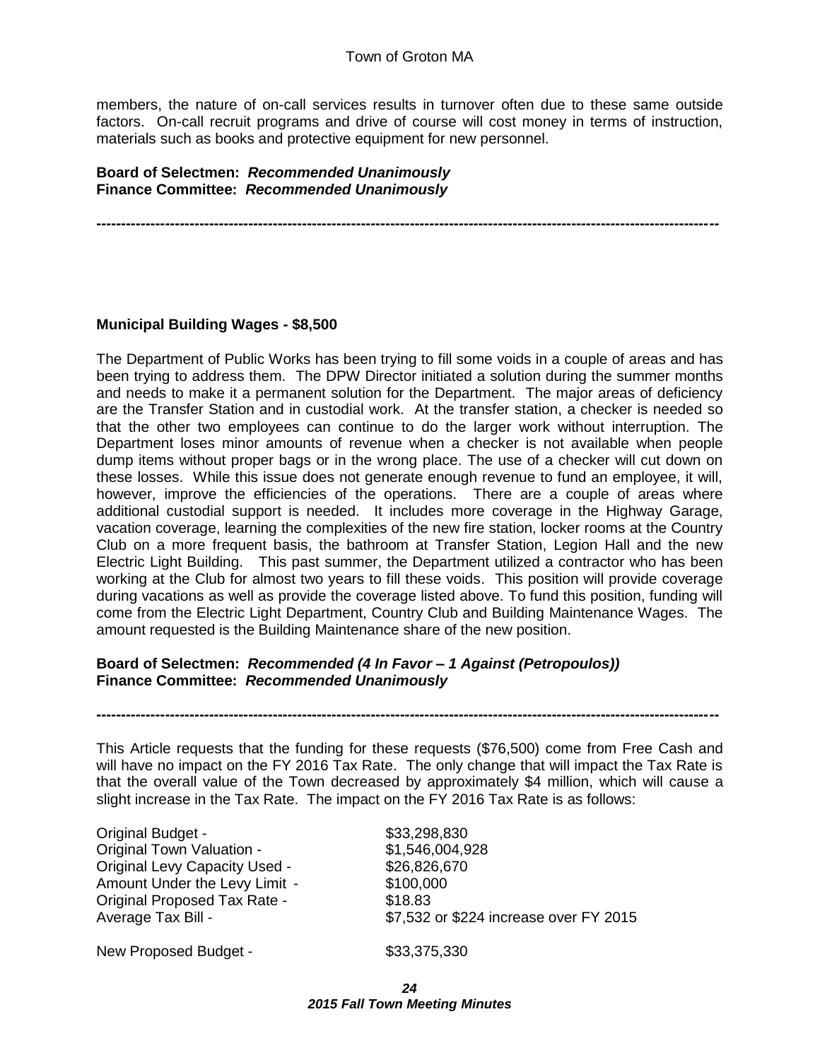members, the nature of on-call services results in turnover often due to these same outside factors. On-call recruit programs and drive of course will cost money in terms of instruction, materials such as books and protective equipment for new personnel.

**Board of Selectmen:** ***Recommended Unanimously***
**Finance Committee:** ***Recommended Unanimously***

---

**Municipal Building Wages - $8,500**

The Department of Public Works has been trying to fill some voids in a couple of areas and has been trying to address them. The DPW Director initiated a solution during the summer months and needs to make it a permanent solution for the Department. The major areas of deficiency are the Transfer Station and in custodial work. At the transfer station, a checker is needed so that the other two employees can continue to do the larger work without interruption. The Department loses minor amounts of revenue when a checker is not available when people dump items without proper bags or in the wrong place. The use of a checker will cut down on these losses. While this issue does not generate enough revenue to fund an employee, it will, however, improve the efficiencies of the operations. There are a couple of areas where additional custodial support is needed. It includes more coverage in the Highway Garage, vacation coverage, learning the complexities of the new fire station, locker rooms at the Country Club on a more frequent basis, the bathroom at Transfer Station, Legion Hall and the new Electric Light Building. This past summer, the Department utilized a contractor who has been working at the Club for almost two years to fill these voids. This position will provide coverage during vacations as well as provide the coverage listed above. To fund this position, funding will come from the Electric Light Department, Country Club and Building Maintenance Wages. The amount requested is the Building Maintenance share of the new position.

**Board of Selectmen:** ***Recommended (4 In Favor – 1 Against (Petropoulos))***
**Finance Committee:** ***Recommended Unanimously***

---

This Article requests that the funding for these requests ($76,500) come from Free Cash and will have no impact on the FY 2016 Tax Rate. The only change that will impact the Tax Rate is that the overall value of the Town decreased by approximately $4 million, which will cause a slight increase in the Tax Rate. The impact on the FY 2016 Tax Rate is as follows:

| | |
|---|---|
| Original Budget - | $33,298,830 |
| Original Town Valuation - | $1,546,004,928 |
| Original Levy Capacity Used - | $26,826,670 |
| Amount Under the Levy Limit - | $100,000 |
| Original Proposed Tax Rate - | $18.83 |
| Average Tax Bill - | $7,532 or $224 increase over FY 2015 |
| | |
| New Proposed Budget - | $33,375,330 |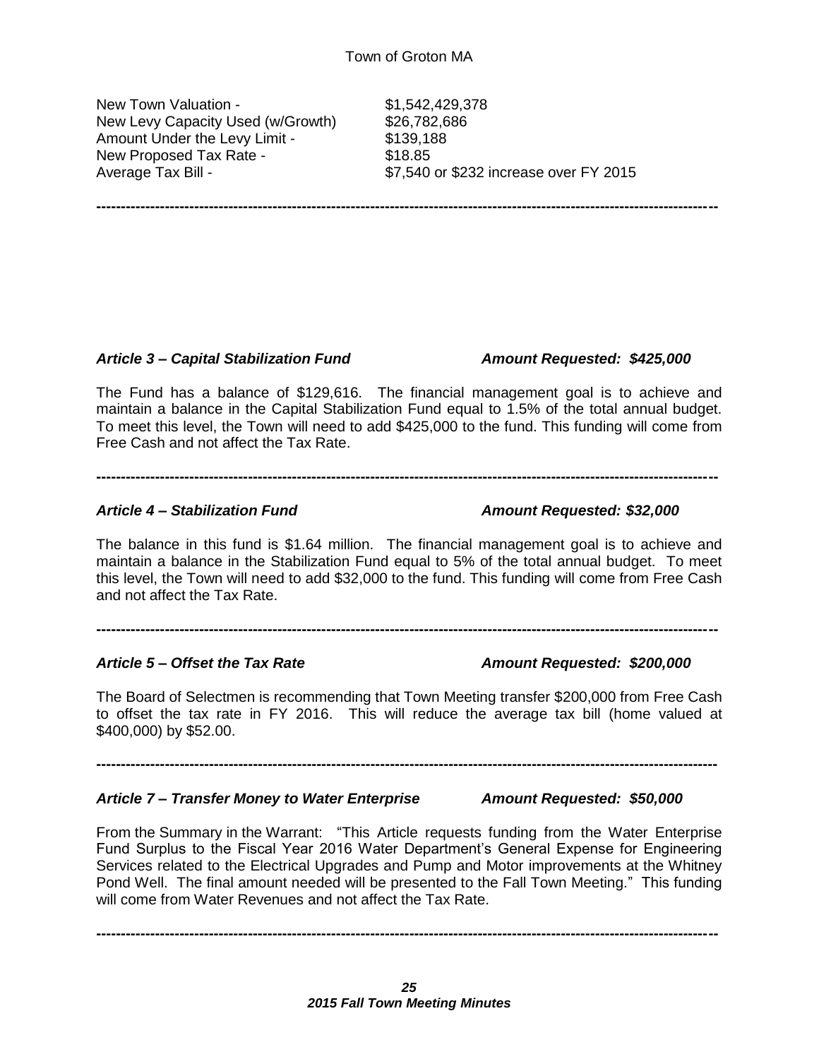New Town Valuation - $1,542,429,378
New Levy Capacity Used (w/Growth) $26,782,686
Amount Under the Levy Limit - $139,188
New Proposed Tax Rate - $18.85
Average Tax Bill - $7,540 or $232 increase over FY 2015

---

***Article 3 – Capital Stabilization Fund*** ***Amount Requested: $425,000***

The Fund has a balance of $129,616. The financial management goal is to achieve and maintain a balance in the Capital Stabilization Fund equal to 1.5% of the total annual budget. To meet this level, the Town will need to add $425,000 to the fund. This funding will come from Free Cash and not affect the Tax Rate.

---

***Article 4 – Stabilization Fund*** ***Amount Requested: $32,000***

The balance in this fund is $1.64 million. The financial management goal is to achieve and maintain a balance in the Stabilization Fund equal to 5% of the total annual budget. To meet this level, the Town will need to add $32,000 to the fund. This funding will come from Free Cash and not affect the Tax Rate.

---

***Article 5 – Offset the Tax Rate*** ***Amount Requested: $200,000***

The Board of Selectmen is recommending that Town Meeting transfer $200,000 from Free Cash to offset the tax rate in FY 2016. This will reduce the average tax bill (home valued at $400,000) by $52.00.

---

***Article 7 – Transfer Money to Water Enterprise*** ***Amount Requested: $50,000***

From the Summary in the Warrant: "This Article requests funding from the Water Enterprise Fund Surplus to the Fiscal Year 2016 Water Department's General Expense for Engineering Services related to the Electrical Upgrades and Pump and Motor improvements at the Whitney Pond Well. The final amount needed will be presented to the Fall Town Meeting." This funding will come from Water Revenues and not affect the Tax Rate.

---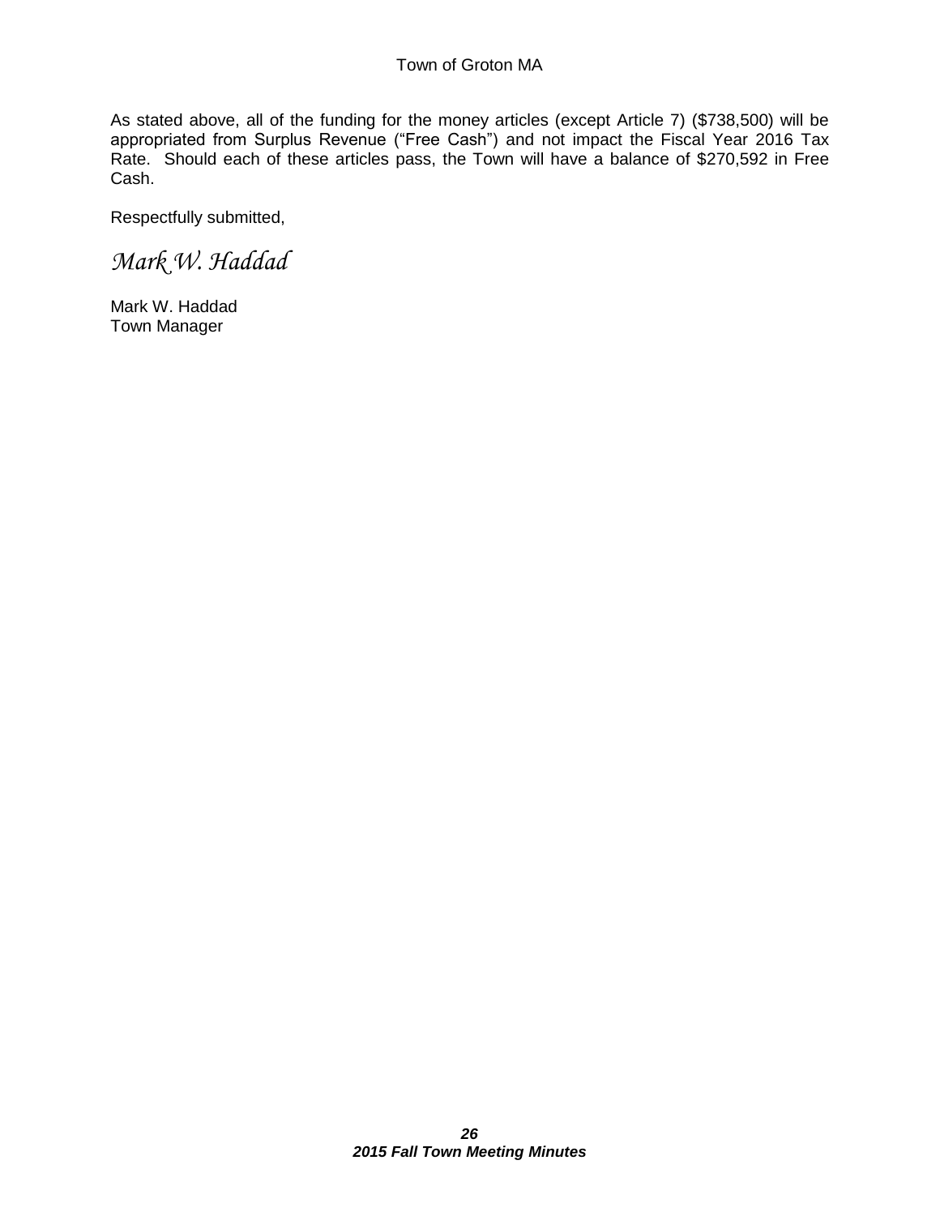As stated above, all of the funding for the money articles (except Article 7) ($738,500) will be appropriated from Surplus Revenue ("Free Cash") and not impact the Fiscal Year 2016 Tax Rate. Should each of these articles pass, the Town will have a balance of $270,592 in Free Cash.

Respectfully submitted,

*Mark W. Haddad*

Mark W. Haddad
Town Manager